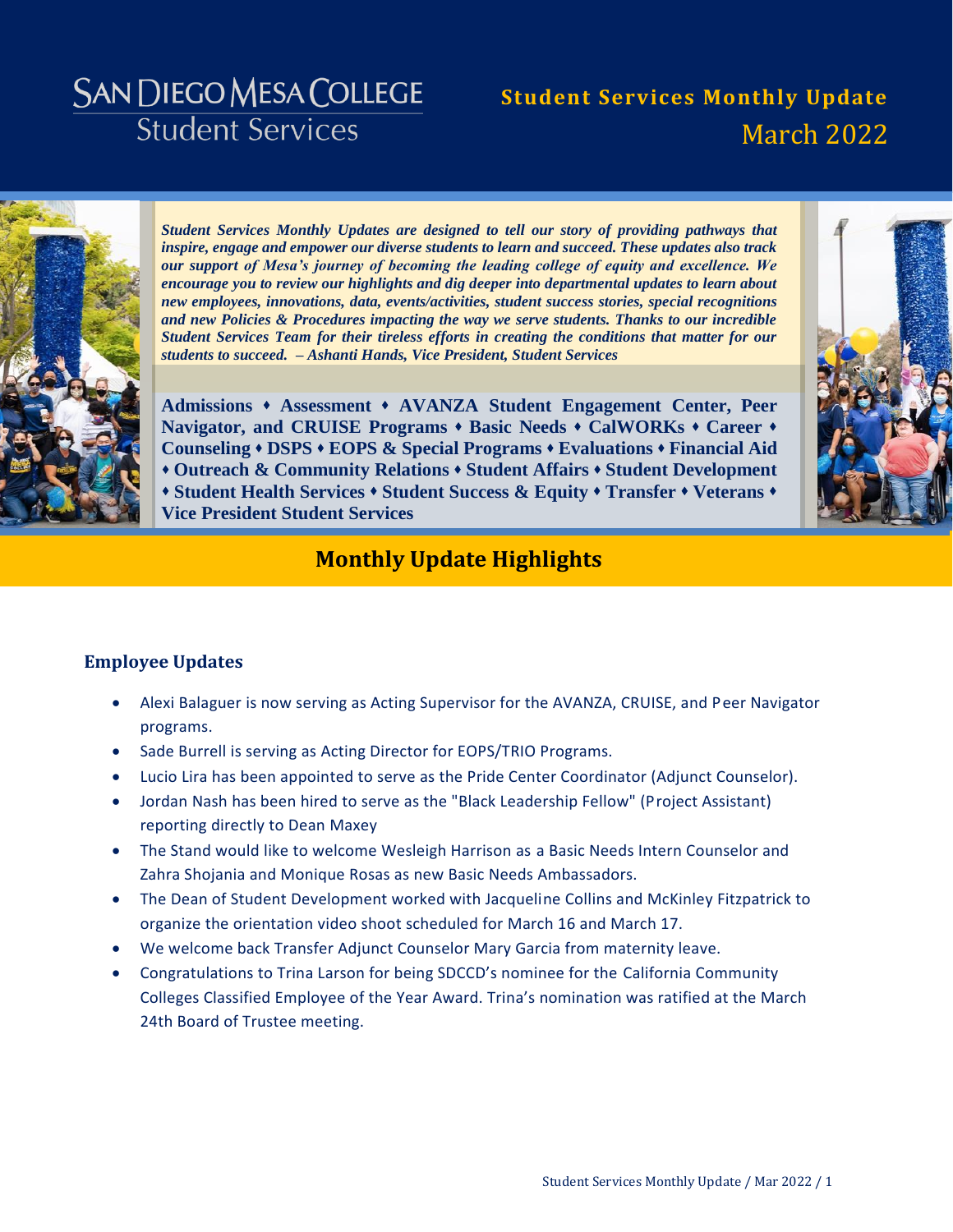# SAN DIEGO MESA COLLEGE
## Student Services

**Student Services Monthly Update**
March 2022

***Student Services Monthly Updates are designed to tell our story of providing pathways that inspire, engage and empower our diverse students to learn and succeed. These updates also track our support of Mesa's journey of becoming the leading college of equity and excellence. We encourage you to review our highlights and dig deeper into departmental updates to learn about new employees, innovations, data, events/activities, student success stories, special recognitions and new Policies & Procedures impacting the way we serve students. Thanks to our incredible Student Services Team for their tireless efforts in creating the conditions that matter for our students to succeed. – Ashanti Hands, Vice President, Student Services***

**Admissions ♦ Assessment ♦ AVANZA Student Engagement Center, Peer Navigator, and CRUISE Programs ♦ Basic Needs ♦ CalWORKs ♦ Career ♦ Counseling ♦ DSPS ♦ EOPS & Special Programs ♦ Evaluations ♦ Financial Aid ♦ Outreach & Community Relations ♦ Student Affairs ♦ Student Development ♦ Student Health Services ♦ Student Success & Equity ♦ Transfer ♦ Veterans ♦ Vice President Student Services**

## Monthly Update Highlights

### Employee Updates

- Alexi Balaguer is now serving as Acting Supervisor for the AVANZA, CRUISE, and Peer Navigator programs.
- Sade Burrell is serving as Acting Director for EOPS/TRIO Programs.
- Lucio Lira has been appointed to serve as the Pride Center Coordinator (Adjunct Counselor).
- Jordan Nash has been hired to serve as the "Black Leadership Fellow" (Project Assistant) reporting directly to Dean Maxey
- The Stand would like to welcome Wesleigh Harrison as a Basic Needs Intern Counselor and Zahra Shojania and Monique Rosas as new Basic Needs Ambassadors.
- The Dean of Student Development worked with Jacqueline Collins and McKinley Fitzpatrick to organize the orientation video shoot scheduled for March 16 and March 17.
- We welcome back Transfer Adjunct Counselor Mary Garcia from maternity leave.
- Congratulations to Trina Larson for being SDCCD's nominee for the California Community Colleges Classified Employee of the Year Award. Trina's nomination was ratified at the March 24th Board of Trustee meeting.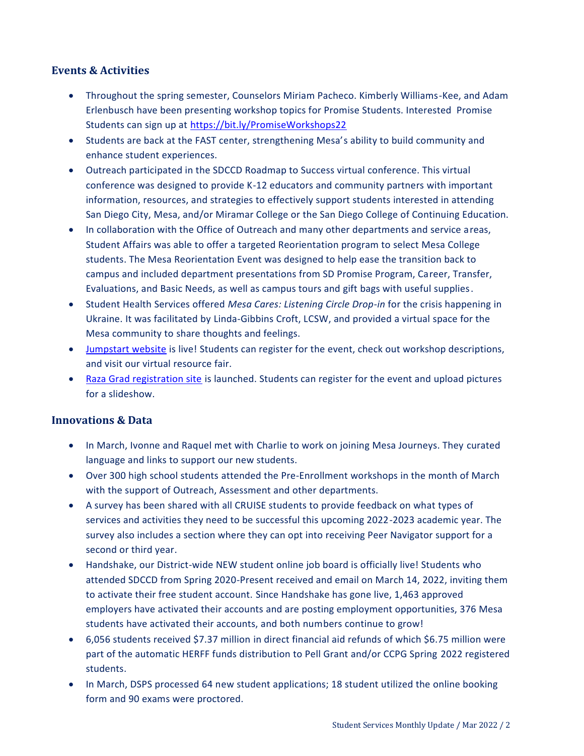## Events & Activities

- Throughout the spring semester, Counselors Miriam Pacheco. Kimberly Williams-Kee, and Adam Erlenbusch have been presenting workshop topics for Promise Students. Interested Promise Students can sign up at https://bit.ly/PromiseWorkshops22
- Students are back at the FAST center, strengthening Mesa's ability to build community and enhance student experiences.
- Outreach participated in the SDCCD Roadmap to Success virtual conference. This virtual conference was designed to provide K-12 educators and community partners with important information, resources, and strategies to effectively support students interested in attending San Diego City, Mesa, and/or Miramar College or the San Diego College of Continuing Education.
- In collaboration with the Office of Outreach and many other departments and service areas, Student Affairs was able to offer a targeted Reorientation program to select Mesa College students. The Mesa Reorientation Event was designed to help ease the transition back to campus and included department presentations from SD Promise Program, Career, Transfer, Evaluations, and Basic Needs, as well as campus tours and gift bags with useful supplies.
- Student Health Services offered *Mesa Cares: Listening Circle Drop-in* for the crisis happening in Ukraine. It was facilitated by Linda-Gibbins Croft, LCSW, and provided a virtual space for the Mesa community to share thoughts and feelings.
- Jumpstart website is live! Students can register for the event, check out workshop descriptions, and visit our virtual resource fair.
- Raza Grad registration site is launched. Students can register for the event and upload pictures for a slideshow.

## Innovations & Data

- In March, Ivonne and Raquel met with Charlie to work on joining Mesa Journeys. They curated language and links to support our new students.
- Over 300 high school students attended the Pre-Enrollment workshops in the month of March with the support of Outreach, Assessment and other departments.
- A survey has been shared with all CRUISE students to provide feedback on what types of services and activities they need to be successful this upcoming 2022-2023 academic year. The survey also includes a section where they can opt into receiving Peer Navigator support for a second or third year.
- Handshake, our District-wide NEW student online job board is officially live! Students who attended SDCCD from Spring 2020-Present received and email on March 14, 2022, inviting them to activate their free student account. Since Handshake has gone live, 1,463 approved employers have activated their accounts and are posting employment opportunities, 376 Mesa students have activated their accounts, and both numbers continue to grow!
- 6,056 students received $7.37 million in direct financial aid refunds of which $6.75 million were part of the automatic HERFF funds distribution to Pell Grant and/or CCPG Spring 2022 registered students.
- In March, DSPS processed 64 new student applications; 18 student utilized the online booking form and 90 exams were proctored.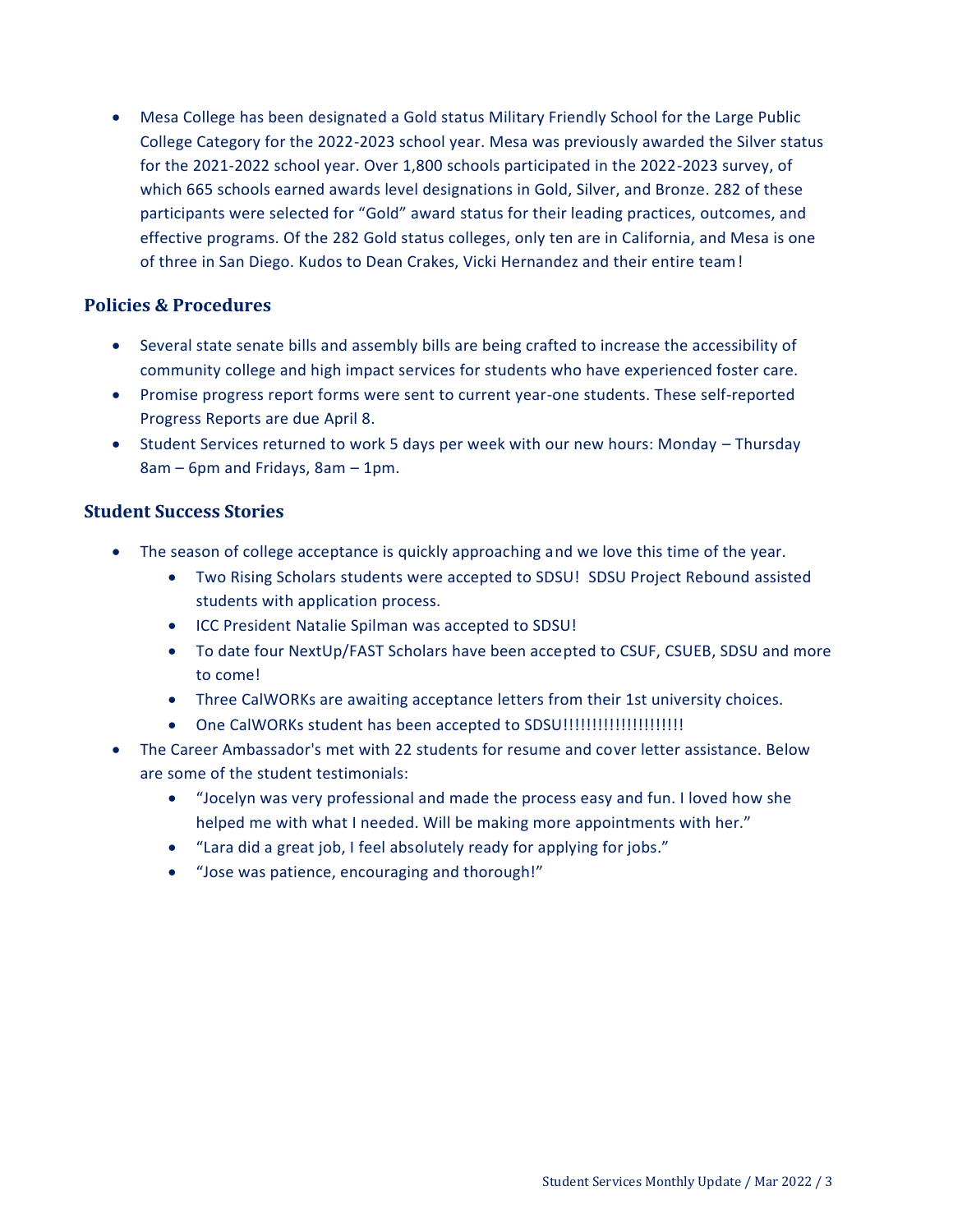- Mesa College has been designated a Gold status Military Friendly School for the Large Public College Category for the 2022-2023 school year. Mesa was previously awarded the Silver status for the 2021-2022 school year. Over 1,800 schools participated in the 2022-2023 survey, of which 665 schools earned awards level designations in Gold, Silver, and Bronze. 282 of these participants were selected for "Gold" award status for their leading practices, outcomes, and effective programs. Of the 282 Gold status colleges, only ten are in California, and Mesa is one of three in San Diego. Kudos to Dean Crakes, Vicki Hernandez and their entire team!

## Policies & Procedures

- Several state senate bills and assembly bills are being crafted to increase the accessibility of community college and high impact services for students who have experienced foster care.
- Promise progress report forms were sent to current year-one students. These self-reported Progress Reports are due April 8.
- Student Services returned to work 5 days per week with our new hours: Monday – Thursday 8am – 6pm and Fridays, 8am – 1pm.

## Student Success Stories

- The season of college acceptance is quickly approaching and we love this time of the year.
  - Two Rising Scholars students were accepted to SDSU! SDSU Project Rebound assisted students with application process.
  - ICC President Natalie Spilman was accepted to SDSU!
  - To date four NextUp/FAST Scholars have been accepted to CSUF, CSUEB, SDSU and more to come!
  - Three CalWORKs are awaiting acceptance letters from their 1st university choices.
  - One CalWORKs student has been accepted to SDSU!!!!!!!!!!!!!!!!!!!!
- The Career Ambassador's met with 22 students for resume and cover letter assistance. Below are some of the student testimonials:
  - "Jocelyn was very professional and made the process easy and fun. I loved how she helped me with what I needed. Will be making more appointments with her."
  - "Lara did a great job, I feel absolutely ready for applying for jobs."
  - "Jose was patience, encouraging and thorough!"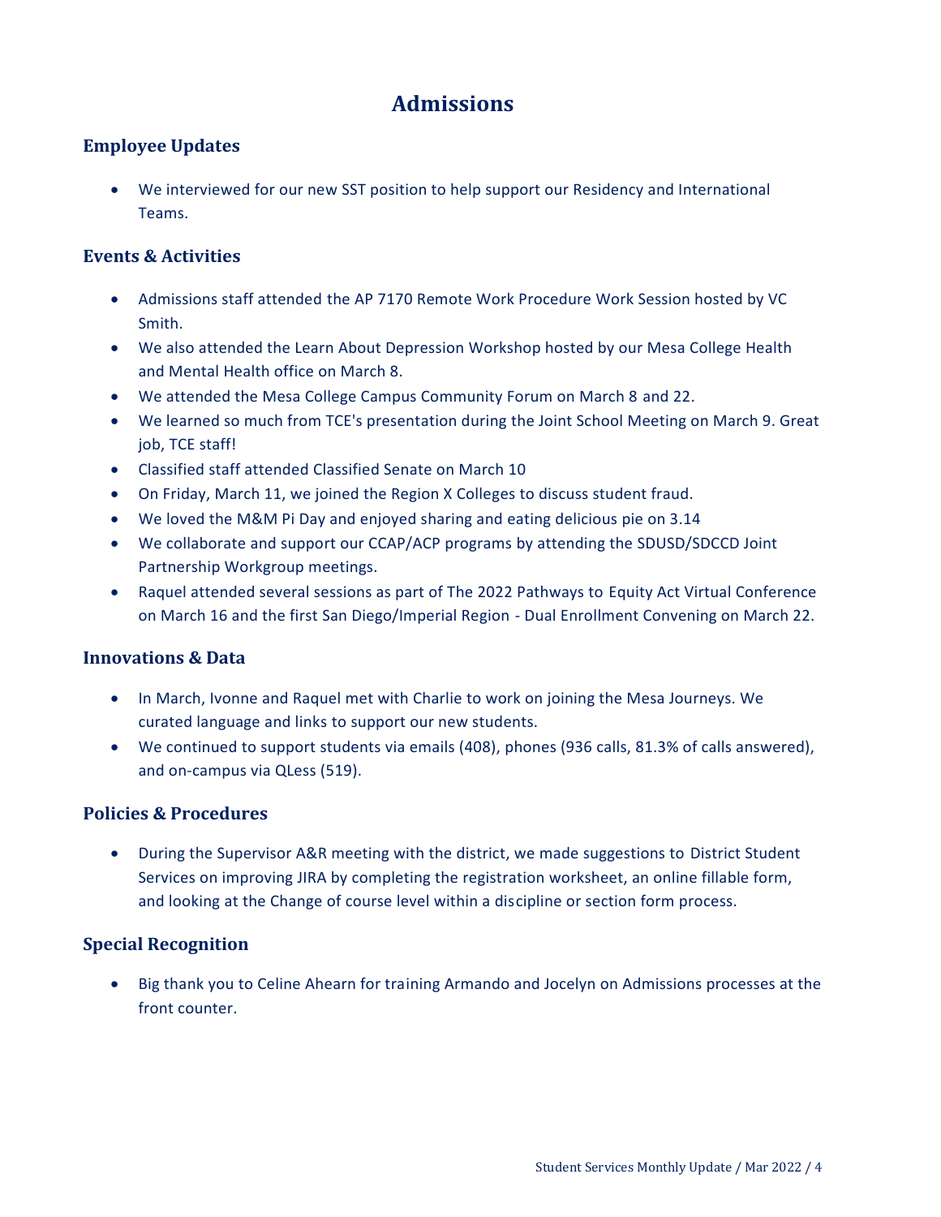# Admissions

## Employee Updates

- We interviewed for our new SST position to help support our Residency and International Teams.

## Events & Activities

- Admissions staff attended the AP 7170 Remote Work Procedure Work Session hosted by VC Smith.
- We also attended the Learn About Depression Workshop hosted by our Mesa College Health and Mental Health office on March 8.
- We attended the Mesa College Campus Community Forum on March 8 and 22.
- We learned so much from TCE's presentation during the Joint School Meeting on March 9. Great job, TCE staff!
- Classified staff attended Classified Senate on March 10
- On Friday, March 11, we joined the Region X Colleges to discuss student fraud.
- We loved the M&M Pi Day and enjoyed sharing and eating delicious pie on 3.14
- We collaborate and support our CCAP/ACP programs by attending the SDUSD/SDCCD Joint Partnership Workgroup meetings.
- Raquel attended several sessions as part of The 2022 Pathways to Equity Act Virtual Conference on March 16 and the first San Diego/Imperial Region - Dual Enrollment Convening on March 22.

## Innovations & Data

- In March, Ivonne and Raquel met with Charlie to work on joining the Mesa Journeys. We curated language and links to support our new students.
- We continued to support students via emails (408), phones (936 calls, 81.3% of calls answered), and on-campus via QLess (519).

## Policies & Procedures

- During the Supervisor A&R meeting with the district, we made suggestions to District Student Services on improving JIRA by completing the registration worksheet, an online fillable form, and looking at the Change of course level within a discipline or section form process.

## Special Recognition

- Big thank you to Celine Ahearn for training Armando and Jocelyn on Admissions processes at the front counter.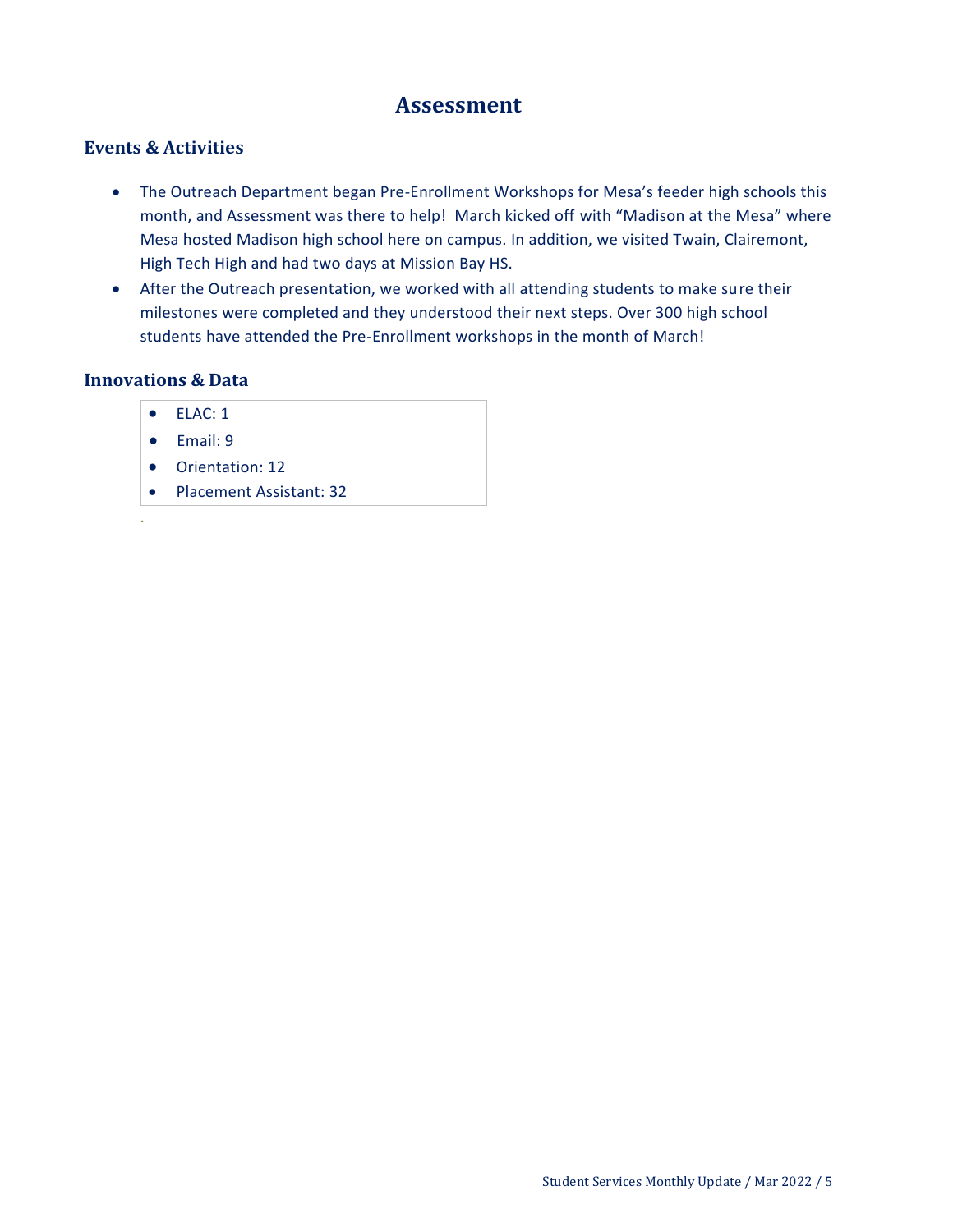# Assessment

## Events & Activities

- The Outreach Department began Pre-Enrollment Workshops for Mesa's feeder high schools this month, and Assessment was there to help! March kicked off with "Madison at the Mesa" where Mesa hosted Madison high school here on campus. In addition, we visited Twain, Clairemont, High Tech High and had two days at Mission Bay HS.
- After the Outreach presentation, we worked with all attending students to make sure their milestones were completed and they understood their next steps. Over 300 high school students have attended the Pre-Enrollment workshops in the month of March!

## Innovations & Data

- ELAC: 1
- Email: 9
- Orientation: 12
- Placement Assistant: 32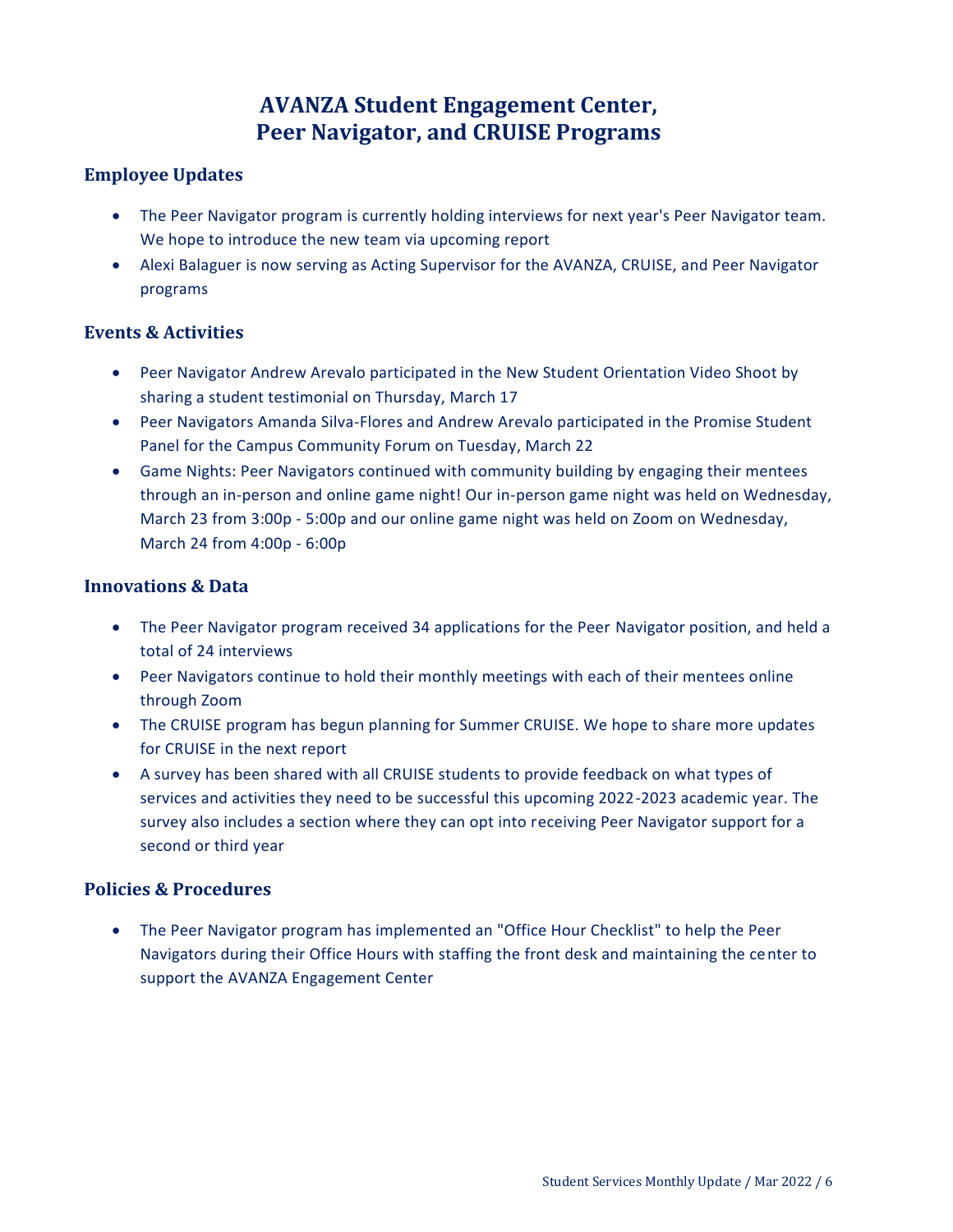# AVANZA Student Engagement Center, Peer Navigator, and CRUISE Programs

## Employee Updates

- The Peer Navigator program is currently holding interviews for next year's Peer Navigator team. We hope to introduce the new team via upcoming report
- Alexi Balaguer is now serving as Acting Supervisor for the AVANZA, CRUISE, and Peer Navigator programs

## Events & Activities

- Peer Navigator Andrew Arevalo participated in the New Student Orientation Video Shoot by sharing a student testimonial on Thursday, March 17
- Peer Navigators Amanda Silva-Flores and Andrew Arevalo participated in the Promise Student Panel for the Campus Community Forum on Tuesday, March 22
- Game Nights: Peer Navigators continued with community building by engaging their mentees through an in-person and online game night! Our in-person game night was held on Wednesday, March 23 from 3:00p - 5:00p and our online game night was held on Zoom on Wednesday, March 24 from 4:00p - 6:00p

## Innovations & Data

- The Peer Navigator program received 34 applications for the Peer Navigator position, and held a total of 24 interviews
- Peer Navigators continue to hold their monthly meetings with each of their mentees online through Zoom
- The CRUISE program has begun planning for Summer CRUISE. We hope to share more updates for CRUISE in the next report
- A survey has been shared with all CRUISE students to provide feedback on what types of services and activities they need to be successful this upcoming 2022-2023 academic year. The survey also includes a section where they can opt into receiving Peer Navigator support for a second or third year

## Policies & Procedures

- The Peer Navigator program has implemented an "Office Hour Checklist" to help the Peer Navigators during their Office Hours with staffing the front desk and maintaining the center to support the AVANZA Engagement Center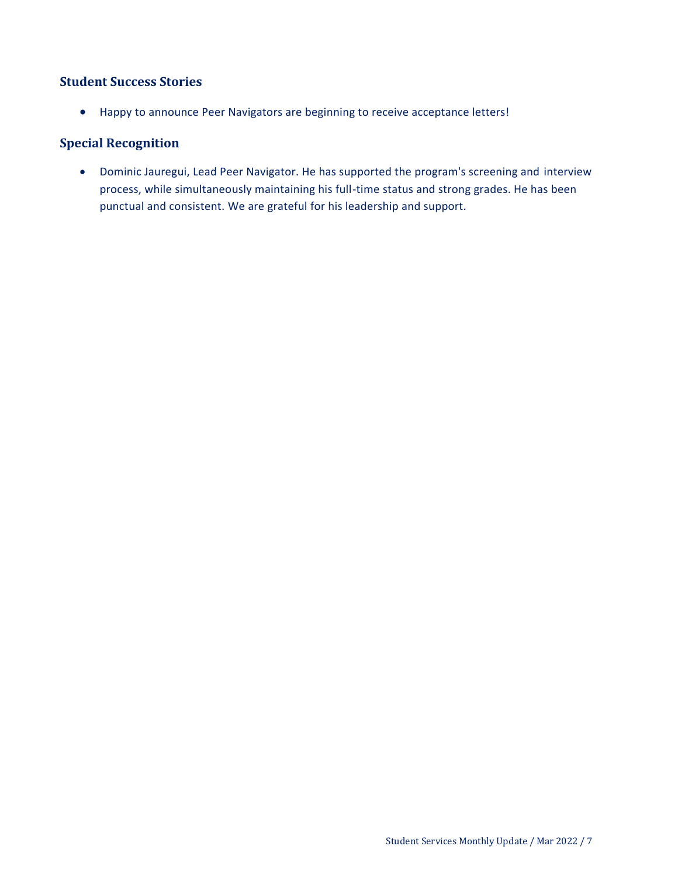### Student Success Stories

- Happy to announce Peer Navigators are beginning to receive acceptance letters!

### Special Recognition

- Dominic Jauregui, Lead Peer Navigator. He has supported the program's screening and interview process, while simultaneously maintaining his full-time status and strong grades. He has been punctual and consistent. We are grateful for his leadership and support.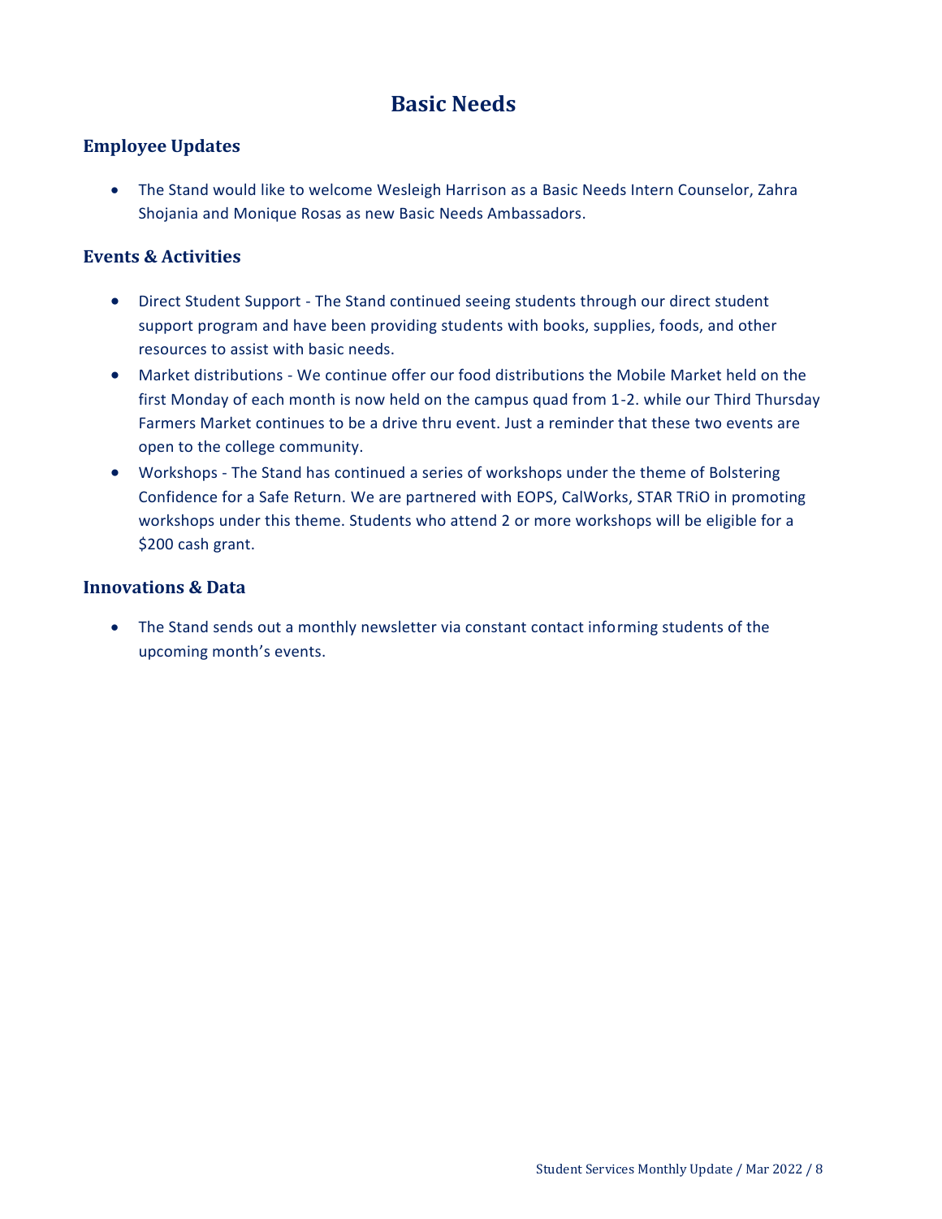# Basic Needs

## Employee Updates

- The Stand would like to welcome Wesleigh Harrison as a Basic Needs Intern Counselor, Zahra Shojania and Monique Rosas as new Basic Needs Ambassadors.

## Events & Activities

- Direct Student Support - The Stand continued seeing students through our direct student support program and have been providing students with books, supplies, foods, and other resources to assist with basic needs.
- Market distributions - We continue offer our food distributions the Mobile Market held on the first Monday of each month is now held on the campus quad from 1-2. while our Third Thursday Farmers Market continues to be a drive thru event. Just a reminder that these two events are open to the college community.
- Workshops - The Stand has continued a series of workshops under the theme of Bolstering Confidence for a Safe Return. We are partnered with EOPS, CalWorks, STAR TRiO in promoting workshops under this theme. Students who attend 2 or more workshops will be eligible for a $200 cash grant.

## Innovations & Data

- The Stand sends out a monthly newsletter via constant contact informing students of the upcoming month's events.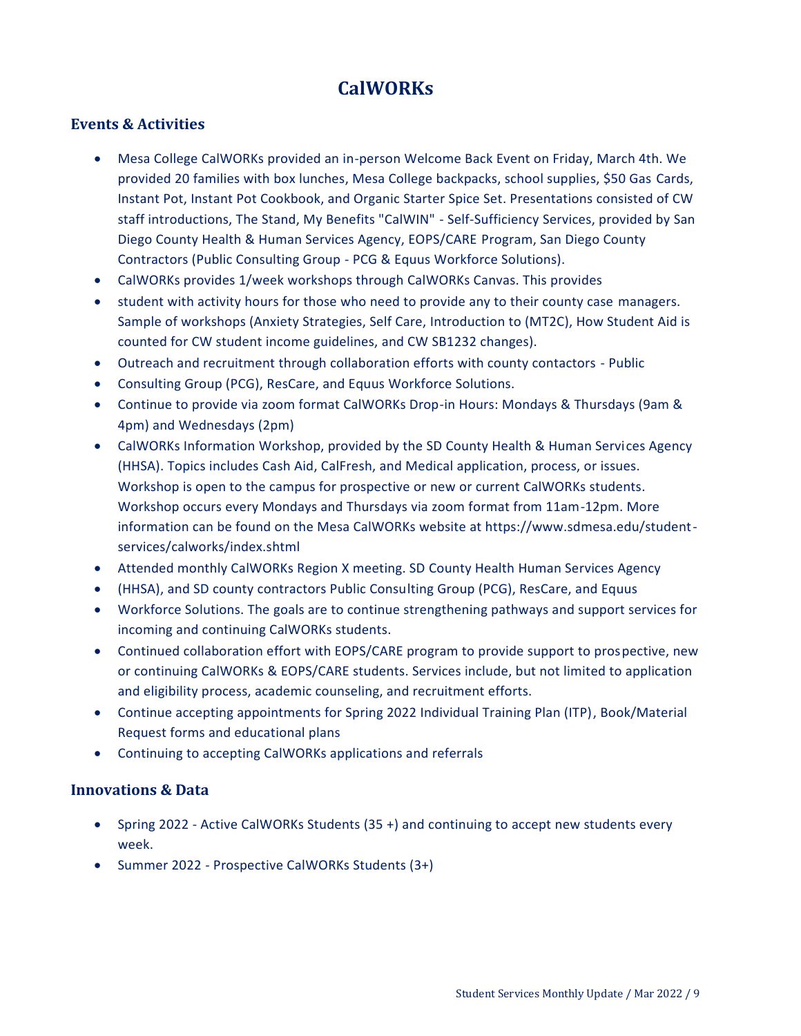# CalWORKs

## Events & Activities

- Mesa College CalWORKs provided an in-person Welcome Back Event on Friday, March 4th. We provided 20 families with box lunches, Mesa College backpacks, school supplies, $50 Gas Cards, Instant Pot, Instant Pot Cookbook, and Organic Starter Spice Set. Presentations consisted of CW staff introductions, The Stand, My Benefits "CalWIN" - Self-Sufficiency Services, provided by San Diego County Health & Human Services Agency, EOPS/CARE Program, San Diego County Contractors (Public Consulting Group - PCG & Equus Workforce Solutions).
- CalWORKs provides 1/week workshops through CalWORKs Canvas. This provides
- student with activity hours for those who need to provide any to their county case managers. Sample of workshops (Anxiety Strategies, Self Care, Introduction to (MT2C), How Student Aid is counted for CW student income guidelines, and CW SB1232 changes).
- Outreach and recruitment through collaboration efforts with county contactors - Public
- Consulting Group (PCG), ResCare, and Equus Workforce Solutions.
- Continue to provide via zoom format CalWORKs Drop-in Hours: Mondays & Thursdays (9am & 4pm) and Wednesdays (2pm)
- CalWORKs Information Workshop, provided by the SD County Health & Human Services Agency (HHSA). Topics includes Cash Aid, CalFresh, and Medical application, process, or issues. Workshop is open to the campus for prospective or new or current CalWORKs students. Workshop occurs every Mondays and Thursdays via zoom format from 11am-12pm. More information can be found on the Mesa CalWORKs website at https://www.sdmesa.edu/student-services/calworks/index.shtml
- Attended monthly CalWORKs Region X meeting. SD County Health Human Services Agency
- (HHSA), and SD county contractors Public Consulting Group (PCG), ResCare, and Equus
- Workforce Solutions. The goals are to continue strengthening pathways and support services for incoming and continuing CalWORKs students.
- Continued collaboration effort with EOPS/CARE program to provide support to prospective, new or continuing CalWORKs & EOPS/CARE students. Services include, but not limited to application and eligibility process, academic counseling, and recruitment efforts.
- Continue accepting appointments for Spring 2022 Individual Training Plan (ITP), Book/Material Request forms and educational plans
- Continuing to accepting CalWORKs applications and referrals

## Innovations & Data

- Spring 2022 - Active CalWORKs Students (35 +) and continuing to accept new students every week.
- Summer 2022 - Prospective CalWORKs Students (3+)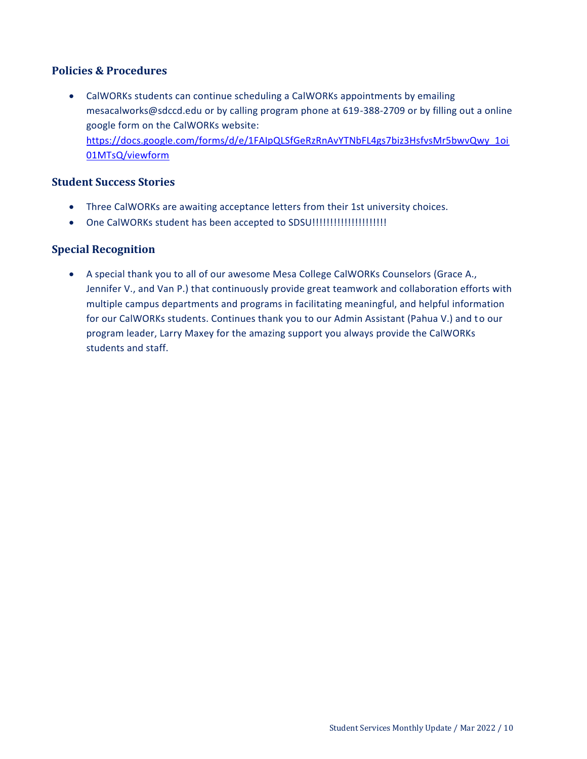### Policies & Procedures

- CalWORKs students can continue scheduling a CalWORKs appointments by emailing mesacalworks@sdccd.edu or by calling program phone at 619-388-2709 or by filling out a online google form on the CalWORKs website: https://docs.google.com/forms/d/e/1FAIpQLSfGeRzRnAvYTNbFL4gs7biz3HsfvsMr5bwvQwy_1oi01MTsQ/viewform

### Student Success Stories

- Three CalWORKs are awaiting acceptance letters from their 1st university choices.
- One CalWORKs student has been accepted to SDSU!!!!!!!!!!!!!!!!!!!!

### Special Recognition

- A special thank you to all of our awesome Mesa College CalWORKs Counselors (Grace A., Jennifer V., and Van P.) that continuously provide great teamwork and collaboration efforts with multiple campus departments and programs in facilitating meaningful, and helpful information for our CalWORKs students. Continues thank you to our Admin Assistant (Pahua V.) and to our program leader, Larry Maxey for the amazing support you always provide the CalWORKs students and staff.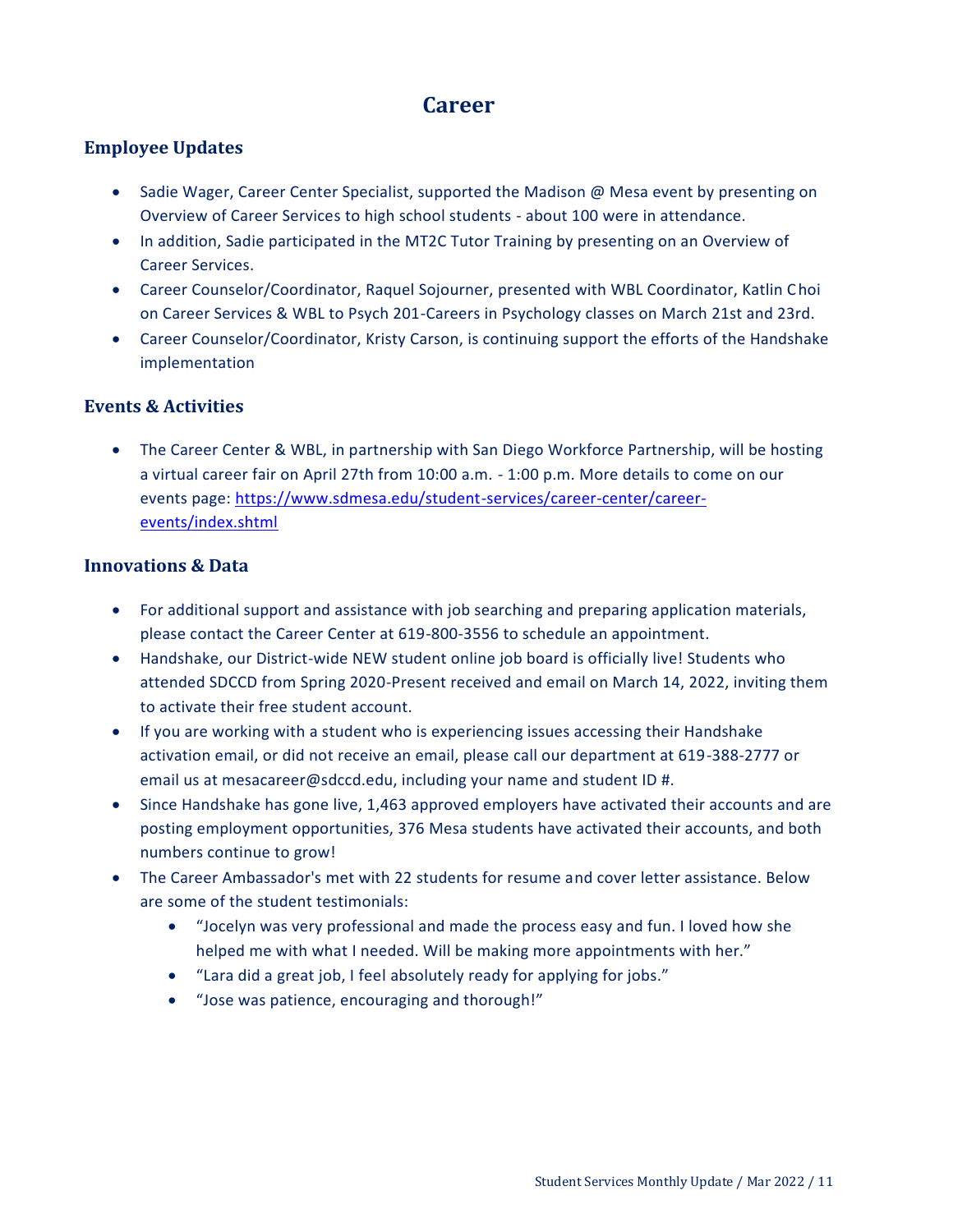# Career

## Employee Updates

- Sadie Wager, Career Center Specialist, supported the Madison @ Mesa event by presenting on Overview of Career Services to high school students - about 100 were in attendance.
- In addition, Sadie participated in the MT2C Tutor Training by presenting on an Overview of Career Services.
- Career Counselor/Coordinator, Raquel Sojourner, presented with WBL Coordinator, Katlin Choi on Career Services & WBL to Psych 201-Careers in Psychology classes on March 21st and 23rd.
- Career Counselor/Coordinator, Kristy Carson, is continuing support the efforts of the Handshake implementation

## Events & Activities

- The Career Center & WBL, in partnership with San Diego Workforce Partnership, will be hosting a virtual career fair on April 27th from 10:00 a.m. - 1:00 p.m. More details to come on our events page: [https://www.sdmesa.edu/student-services/career-center/career-events/index.shtml](https://www.sdmesa.edu/student-services/career-center/career-events/index.shtml)

## Innovations & Data

- For additional support and assistance with job searching and preparing application materials, please contact the Career Center at 619-800-3556 to schedule an appointment.
- Handshake, our District-wide NEW student online job board is officially live! Students who attended SDCCD from Spring 2020-Present received and email on March 14, 2022, inviting them to activate their free student account.
- If you are working with a student who is experiencing issues accessing their Handshake activation email, or did not receive an email, please call our department at 619-388-2777 or email us at mesacareer@sdccd.edu, including your name and student ID #.
- Since Handshake has gone live, 1,463 approved employers have activated their accounts and are posting employment opportunities, 376 Mesa students have activated their accounts, and both numbers continue to grow!
- The Career Ambassador's met with 22 students for resume and cover letter assistance. Below are some of the student testimonials:
  - "Jocelyn was very professional and made the process easy and fun. I loved how she helped me with what I needed. Will be making more appointments with her."
  - "Lara did a great job, I feel absolutely ready for applying for jobs."
  - "Jose was patience, encouraging and thorough!"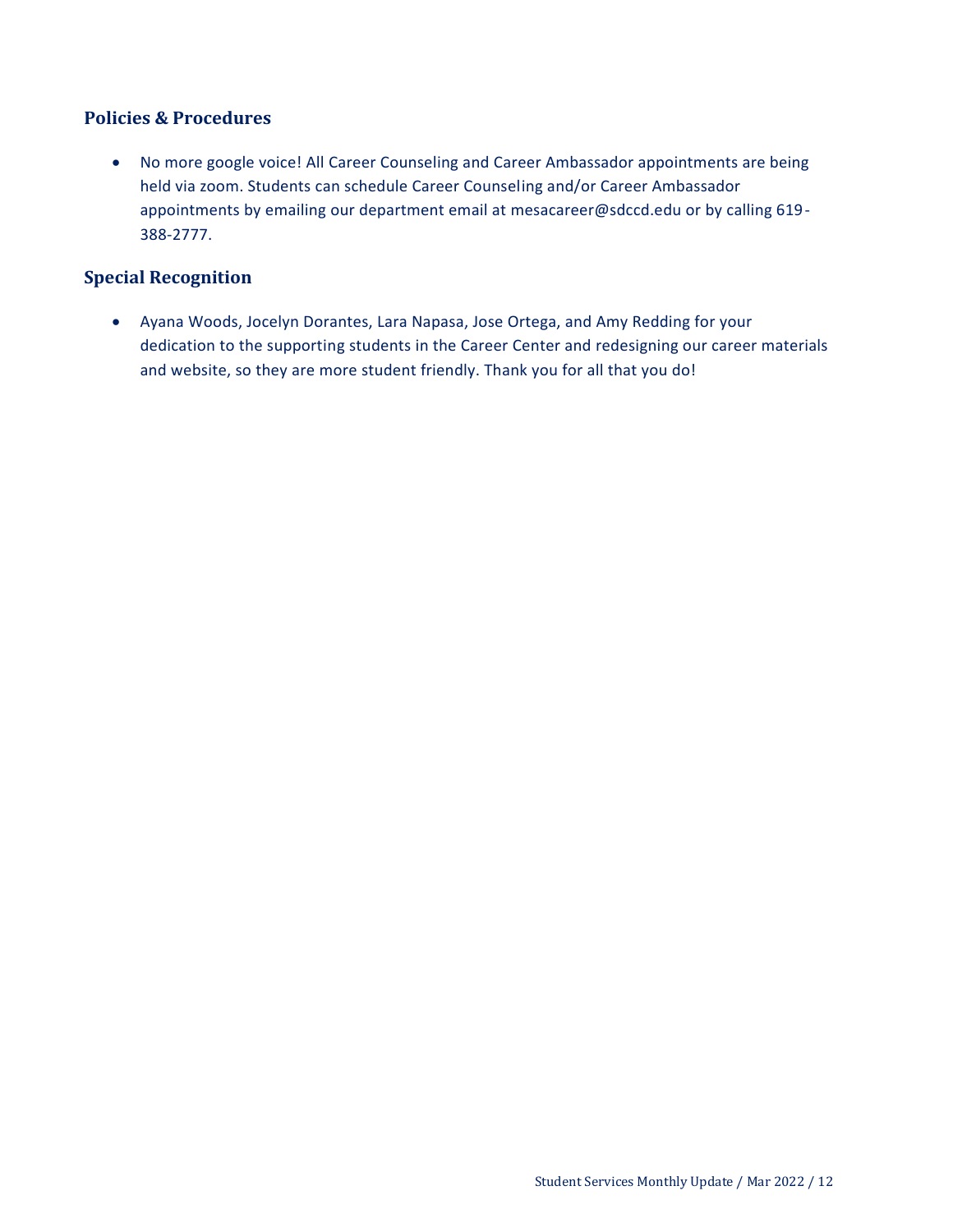### Policies & Procedures

- No more google voice! All Career Counseling and Career Ambassador appointments are being held via zoom. Students can schedule Career Counseling and/or Career Ambassador appointments by emailing our department email at mesacareer@sdccd.edu or by calling 619-388-2777.

### Special Recognition

- Ayana Woods, Jocelyn Dorantes, Lara Napasa, Jose Ortega, and Amy Redding for your dedication to the supporting students in the Career Center and redesigning our career materials and website, so they are more student friendly. Thank you for all that you do!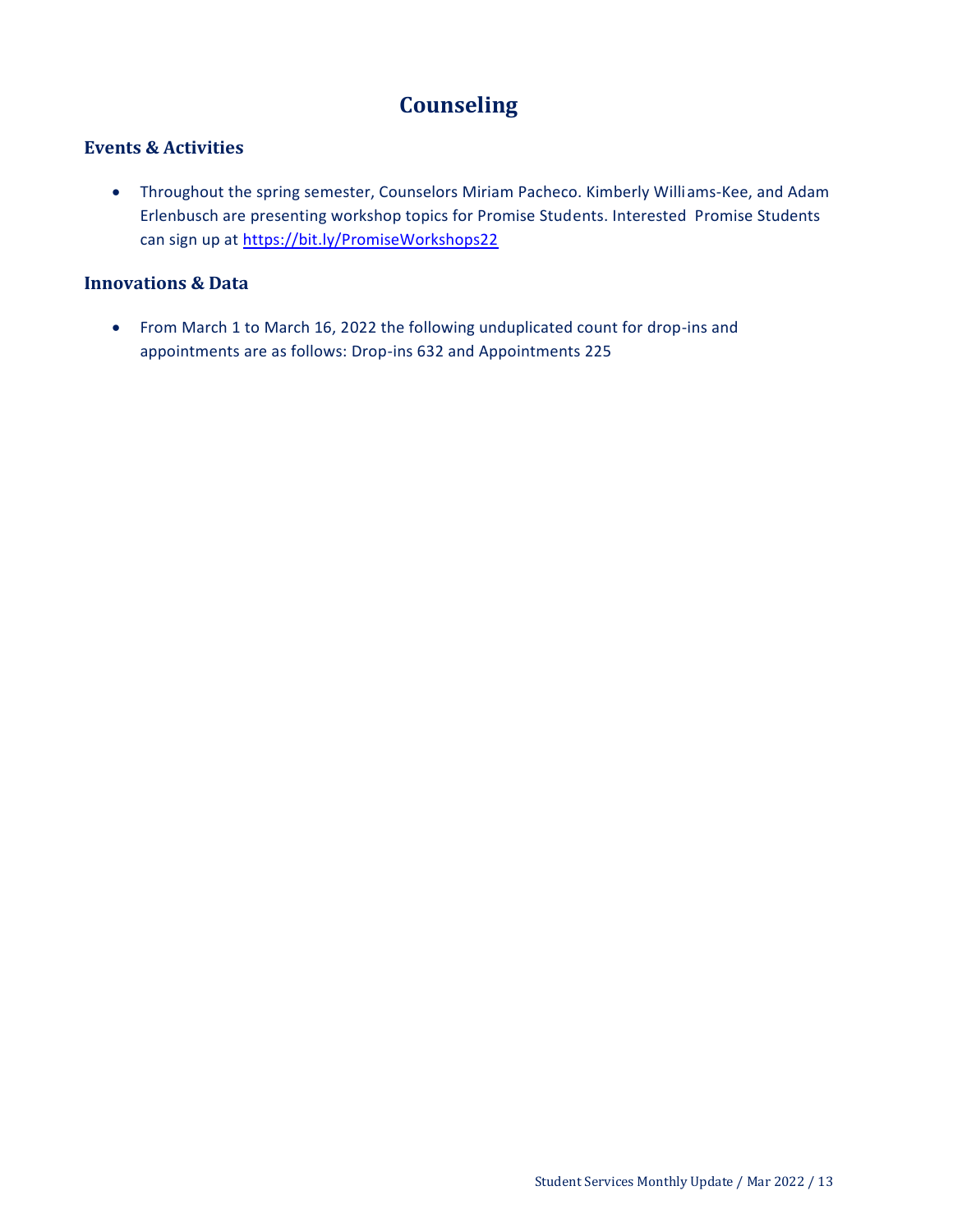# Counseling

## Events & Activities

- Throughout the spring semester, Counselors Miriam Pacheco. Kimberly Williams-Kee, and Adam Erlenbusch are presenting workshop topics for Promise Students. Interested Promise Students can sign up at https://bit.ly/PromiseWorkshops22

## Innovations & Data

- From March 1 to March 16, 2022 the following unduplicated count for drop-ins and appointments are as follows: Drop-ins 632 and Appointments 225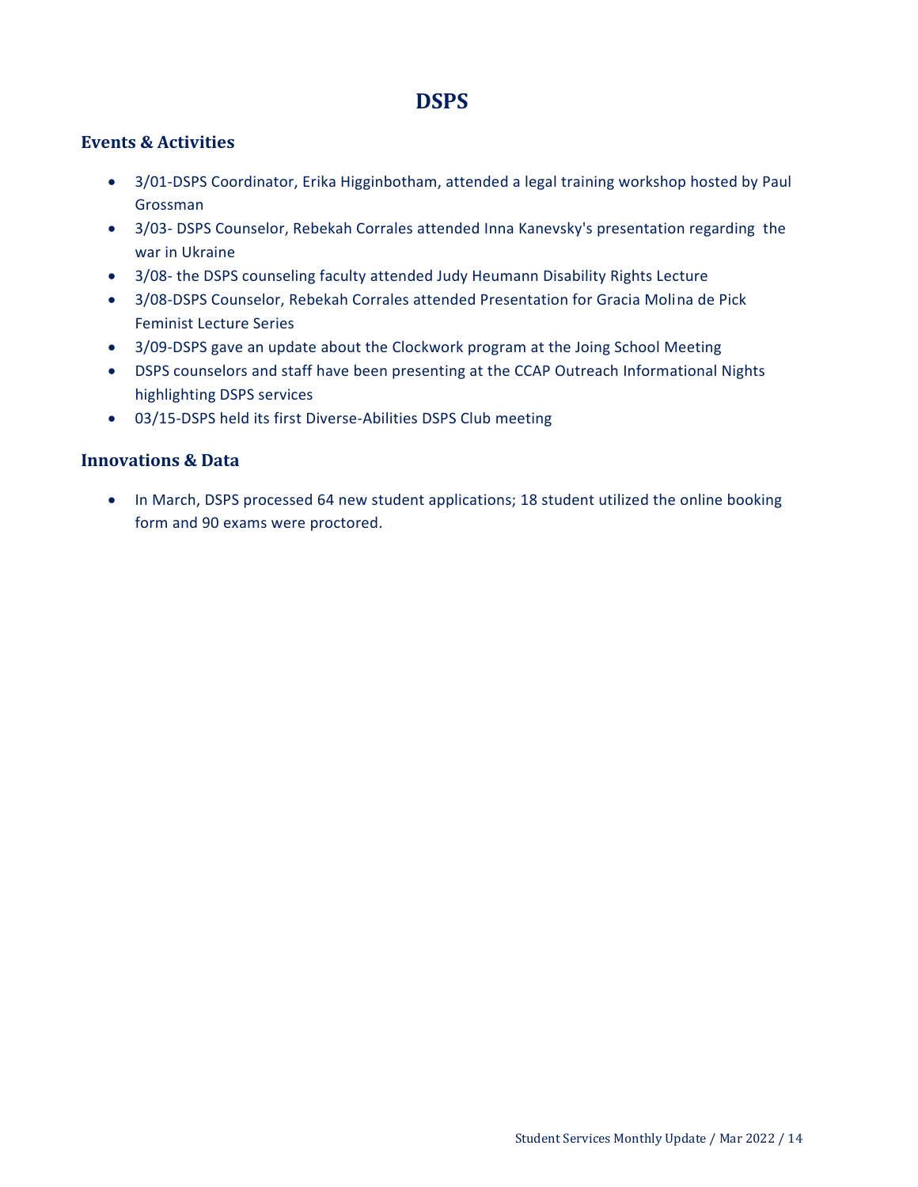# DSPS

## Events & Activities

- 3/01-DSPS Coordinator, Erika Higginbotham, attended a legal training workshop hosted by Paul Grossman
- 3/03- DSPS Counselor, Rebekah Corrales attended Inna Kanevsky's presentation regarding the war in Ukraine
- 3/08- the DSPS counseling faculty attended Judy Heumann Disability Rights Lecture
- 3/08-DSPS Counselor, Rebekah Corrales attended Presentation for Gracia Molina de Pick Feminist Lecture Series
- 3/09-DSPS gave an update about the Clockwork program at the Joing School Meeting
- DSPS counselors and staff have been presenting at the CCAP Outreach Informational Nights highlighting DSPS services
- 03/15-DSPS held its first Diverse-Abilities DSPS Club meeting

## Innovations & Data

- In March, DSPS processed 64 new student applications; 18 student utilized the online booking form and 90 exams were proctored.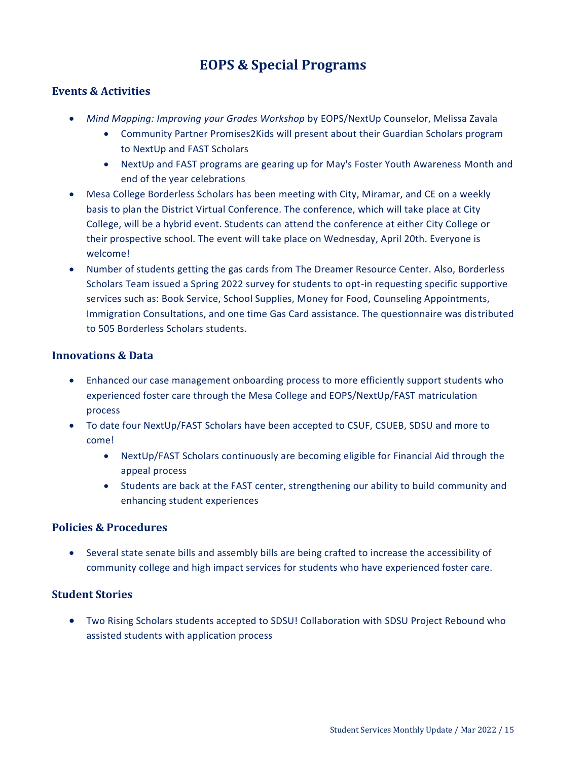# EOPS & Special Programs

## Events & Activities

- *Mind Mapping: Improving your Grades Workshop* by EOPS/NextUp Counselor, Melissa Zavala
    - Community Partner Promises2Kids will present about their Guardian Scholars program to NextUp and FAST Scholars
    - NextUp and FAST programs are gearing up for May's Foster Youth Awareness Month and end of the year celebrations
- Mesa College Borderless Scholars has been meeting with City, Miramar, and CE on a weekly basis to plan the District Virtual Conference. The conference, which will take place at City College, will be a hybrid event. Students can attend the conference at either City College or their prospective school. The event will take place on Wednesday, April 20th. Everyone is welcome!
- Number of students getting the gas cards from The Dreamer Resource Center. Also, Borderless Scholars Team issued a Spring 2022 survey for students to opt-in requesting specific supportive services such as: Book Service, School Supplies, Money for Food, Counseling Appointments, Immigration Consultations, and one time Gas Card assistance. The questionnaire was distributed to 505 Borderless Scholars students.

## Innovations & Data

- Enhanced our case management onboarding process to more efficiently support students who experienced foster care through the Mesa College and EOPS/NextUp/FAST matriculation process
- To date four NextUp/FAST Scholars have been accepted to CSUF, CSUEB, SDSU and more to come!
    - NextUp/FAST Scholars continuously are becoming eligible for Financial Aid through the appeal process
    - Students are back at the FAST center, strengthening our ability to build community and enhancing student experiences

## Policies & Procedures

- Several state senate bills and assembly bills are being crafted to increase the accessibility of community college and high impact services for students who have experienced foster care.

## Student Stories

- Two Rising Scholars students accepted to SDSU! Collaboration with SDSU Project Rebound who assisted students with application process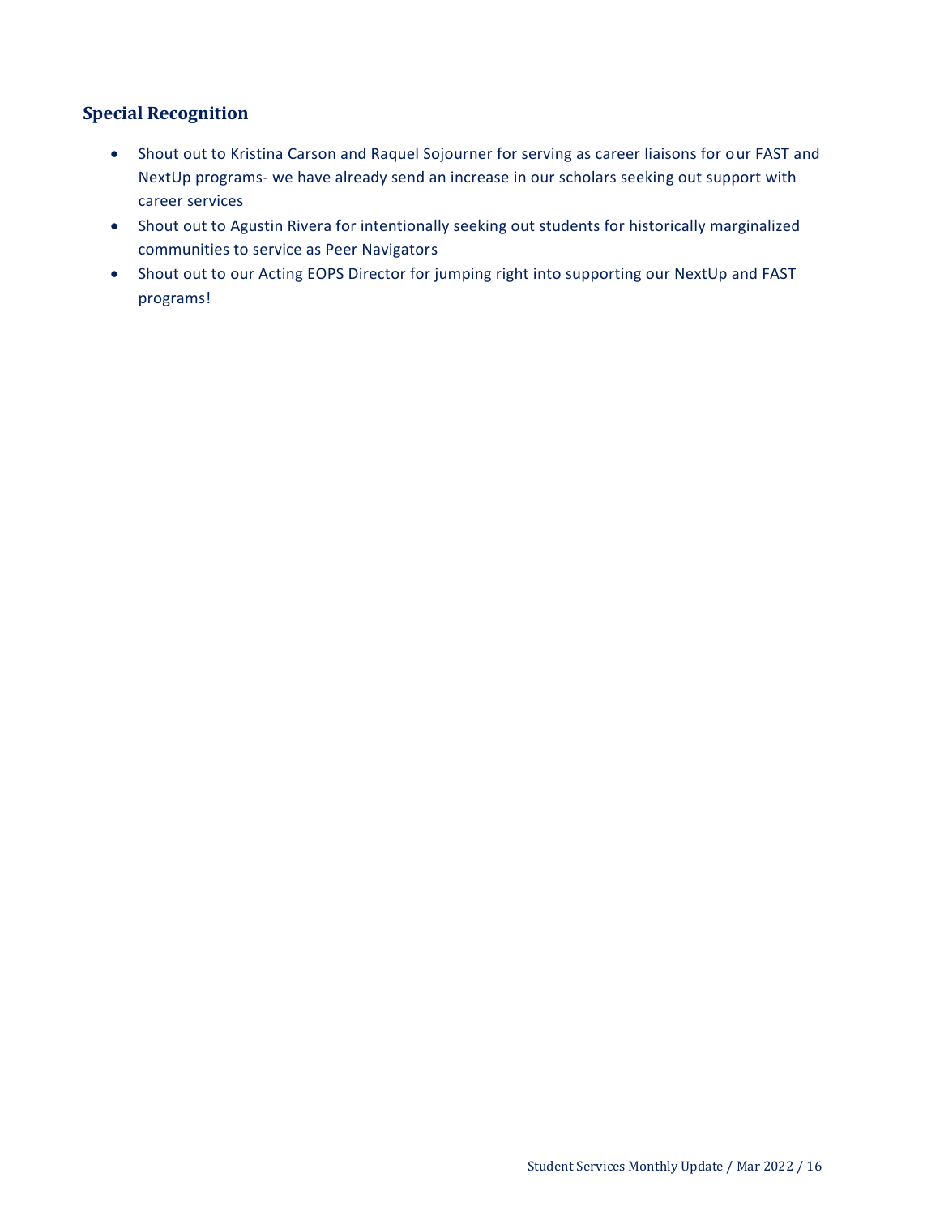## Special Recognition

- Shout out to Kristina Carson and Raquel Sojourner for serving as career liaisons for our FAST and NextUp programs- we have already send an increase in our scholars seeking out support with career services
- Shout out to Agustin Rivera for intentionally seeking out students for historically marginalized communities to service as Peer Navigators
- Shout out to our Acting EOPS Director for jumping right into supporting our NextUp and FAST programs!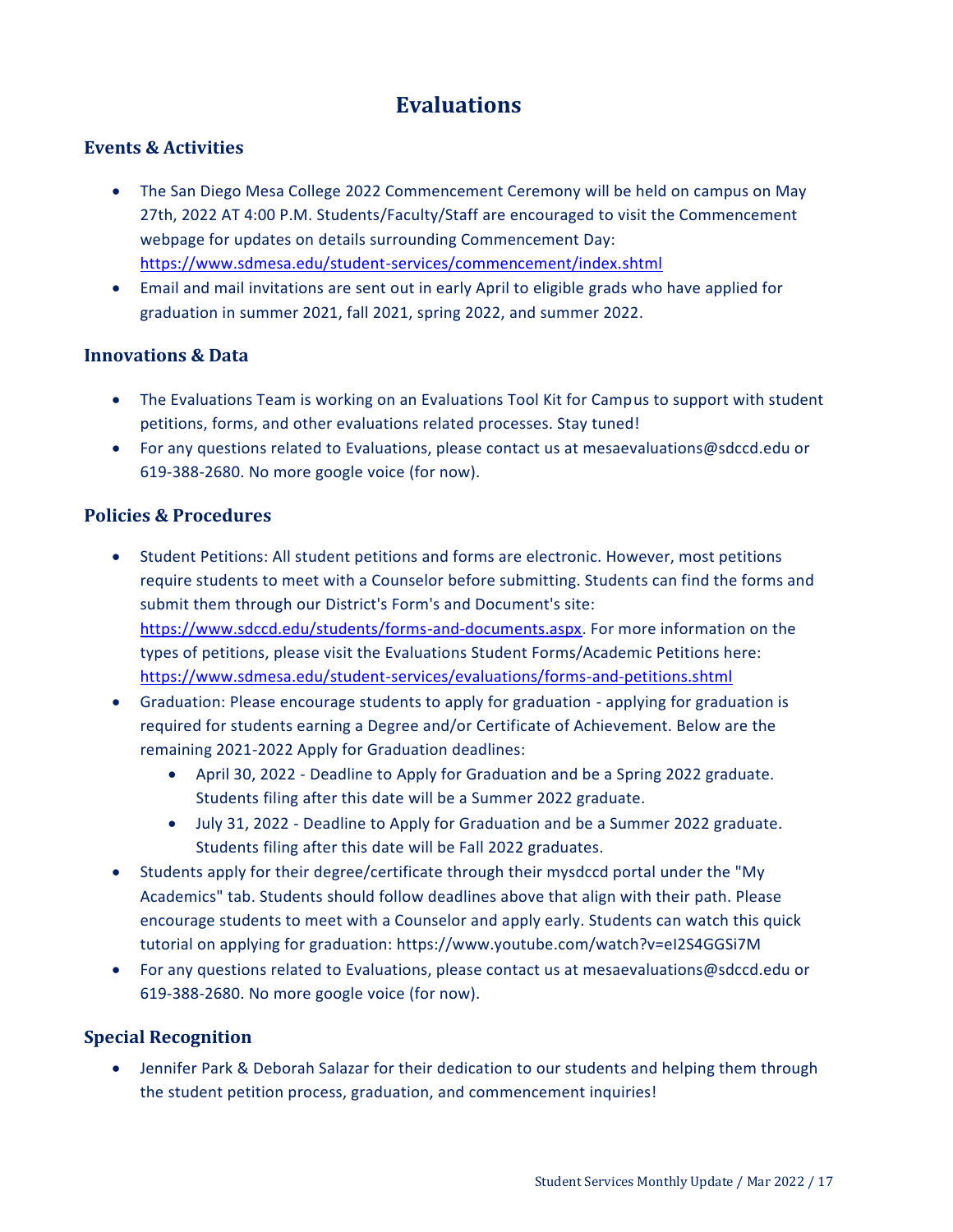# Evaluations

## Events & Activities

- The San Diego Mesa College 2022 Commencement Ceremony will be held on campus on May 27th, 2022 AT 4:00 P.M. Students/Faculty/Staff are encouraged to visit the Commencement webpage for updates on details surrounding Commencement Day: https://www.sdmesa.edu/student-services/commencement/index.shtml
- Email and mail invitations are sent out in early April to eligible grads who have applied for graduation in summer 2021, fall 2021, spring 2022, and summer 2022.

## Innovations & Data

- The Evaluations Team is working on an Evaluations Tool Kit for Campus to support with student petitions, forms, and other evaluations related processes. Stay tuned!
- For any questions related to Evaluations, please contact us at mesaevaluations@sdccd.edu or 619-388-2680. No more google voice (for now).

## Policies & Procedures

- Student Petitions: All student petitions and forms are electronic. However, most petitions require students to meet with a Counselor before submitting. Students can find the forms and submit them through our District's Form's and Document's site: https://www.sdccd.edu/students/forms-and-documents.aspx. For more information on the types of petitions, please visit the Evaluations Student Forms/Academic Petitions here: https://www.sdmesa.edu/student-services/evaluations/forms-and-petitions.shtml
- Graduation: Please encourage students to apply for graduation - applying for graduation is required for students earning a Degree and/or Certificate of Achievement. Below are the remaining 2021-2022 Apply for Graduation deadlines:
  - April 30, 2022 - Deadline to Apply for Graduation and be a Spring 2022 graduate. Students filing after this date will be a Summer 2022 graduate.
  - July 31, 2022 - Deadline to Apply for Graduation and be a Summer 2022 graduate. Students filing after this date will be Fall 2022 graduates.
- Students apply for their degree/certificate through their mysdccd portal under the "My Academics" tab. Students should follow deadlines above that align with their path. Please encourage students to meet with a Counselor and apply early. Students can watch this quick tutorial on applying for graduation: https://www.youtube.com/watch?v=eI2S4GGSi7M
- For any questions related to Evaluations, please contact us at mesaevaluations@sdccd.edu or 619-388-2680. No more google voice (for now).

## Special Recognition

- Jennifer Park & Deborah Salazar for their dedication to our students and helping them through the student petition process, graduation, and commencement inquiries!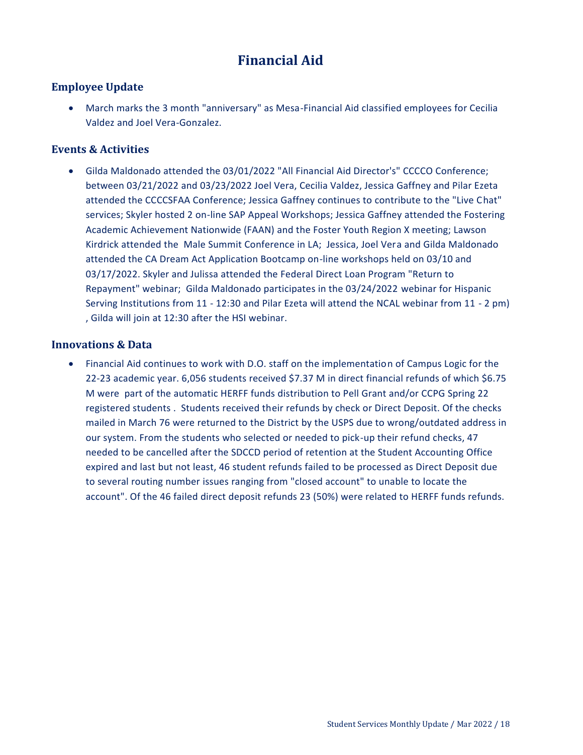# Financial Aid

## Employee Update

- March marks the 3 month "anniversary" as Mesa-Financial Aid classified employees for Cecilia Valdez and Joel Vera-Gonzalez.

## Events & Activities

- Gilda Maldonado attended the 03/01/2022 "All Financial Aid Director's" CCCCO Conference; between 03/21/2022 and 03/23/2022 Joel Vera, Cecilia Valdez, Jessica Gaffney and Pilar Ezeta attended the CCCCSFAA Conference; Jessica Gaffney continues to contribute to the "Live Chat" services; Skyler hosted 2 on-line SAP Appeal Workshops; Jessica Gaffney attended the Fostering Academic Achievement Nationwide (FAAN) and the Foster Youth Region X meeting; Lawson Kirdrick attended the Male Summit Conference in LA; Jessica, Joel Vera and Gilda Maldonado attended the CA Dream Act Application Bootcamp on-line workshops held on 03/10 and 03/17/2022. Skyler and Julissa attended the Federal Direct Loan Program "Return to Repayment" webinar; Gilda Maldonado participates in the 03/24/2022 webinar for Hispanic Serving Institutions from 11 - 12:30 and Pilar Ezeta will attend the NCAL webinar from 11 - 2 pm) , Gilda will join at 12:30 after the HSI webinar.

## Innovations & Data

- Financial Aid continues to work with D.O. staff on the implementation of Campus Logic for the 22-23 academic year. 6,056 students received $7.37 M in direct financial refunds of which $6.75 M were part of the automatic HERFF funds distribution to Pell Grant and/or CCPG Spring 22 registered students . Students received their refunds by check or Direct Deposit. Of the checks mailed in March 76 were returned to the District by the USPS due to wrong/outdated address in our system. From the students who selected or needed to pick-up their refund checks, 47 needed to be cancelled after the SDCCD period of retention at the Student Accounting Office expired and last but not least, 46 student refunds failed to be processed as Direct Deposit due to several routing number issues ranging from "closed account" to unable to locate the account". Of the 46 failed direct deposit refunds 23 (50%) were related to HERFF funds refunds.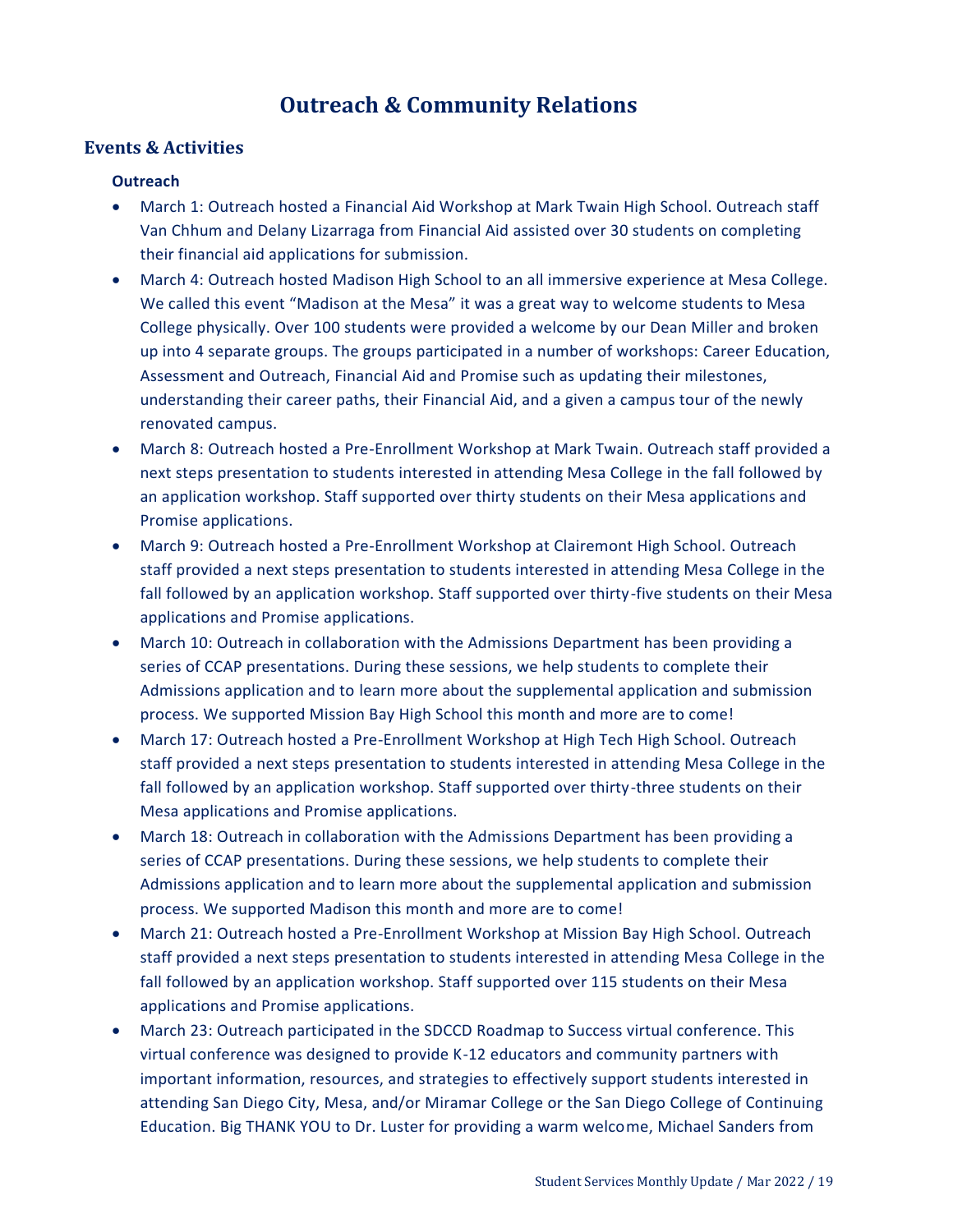# Outreach & Community Relations

## Events & Activities

### Outreach

- March 1: Outreach hosted a Financial Aid Workshop at Mark Twain High School. Outreach staff Van Chhum and Delany Lizarraga from Financial Aid assisted over 30 students on completing their financial aid applications for submission.
- March 4: Outreach hosted Madison High School to an all immersive experience at Mesa College. We called this event "Madison at the Mesa" it was a great way to welcome students to Mesa College physically. Over 100 students were provided a welcome by our Dean Miller and broken up into 4 separate groups. The groups participated in a number of workshops: Career Education, Assessment and Outreach, Financial Aid and Promise such as updating their milestones, understanding their career paths, their Financial Aid, and a given a campus tour of the newly renovated campus.
- March 8: Outreach hosted a Pre-Enrollment Workshop at Mark Twain. Outreach staff provided a next steps presentation to students interested in attending Mesa College in the fall followed by an application workshop. Staff supported over thirty students on their Mesa applications and Promise applications.
- March 9: Outreach hosted a Pre-Enrollment Workshop at Clairemont High School. Outreach staff provided a next steps presentation to students interested in attending Mesa College in the fall followed by an application workshop. Staff supported over thirty-five students on their Mesa applications and Promise applications.
- March 10: Outreach in collaboration with the Admissions Department has been providing a series of CCAP presentations. During these sessions, we help students to complete their Admissions application and to learn more about the supplemental application and submission process. We supported Mission Bay High School this month and more are to come!
- March 17: Outreach hosted a Pre-Enrollment Workshop at High Tech High School. Outreach staff provided a next steps presentation to students interested in attending Mesa College in the fall followed by an application workshop. Staff supported over thirty-three students on their Mesa applications and Promise applications.
- March 18: Outreach in collaboration with the Admissions Department has been providing a series of CCAP presentations. During these sessions, we help students to complete their Admissions application and to learn more about the supplemental application and submission process. We supported Madison this month and more are to come!
- March 21: Outreach hosted a Pre-Enrollment Workshop at Mission Bay High School. Outreach staff provided a next steps presentation to students interested in attending Mesa College in the fall followed by an application workshop. Staff supported over 115 students on their Mesa applications and Promise applications.
- March 23: Outreach participated in the SDCCD Roadmap to Success virtual conference. This virtual conference was designed to provide K-12 educators and community partners with important information, resources, and strategies to effectively support students interested in attending San Diego City, Mesa, and/or Miramar College or the San Diego College of Continuing Education. Big THANK YOU to Dr. Luster for providing a warm welcome, Michael Sanders from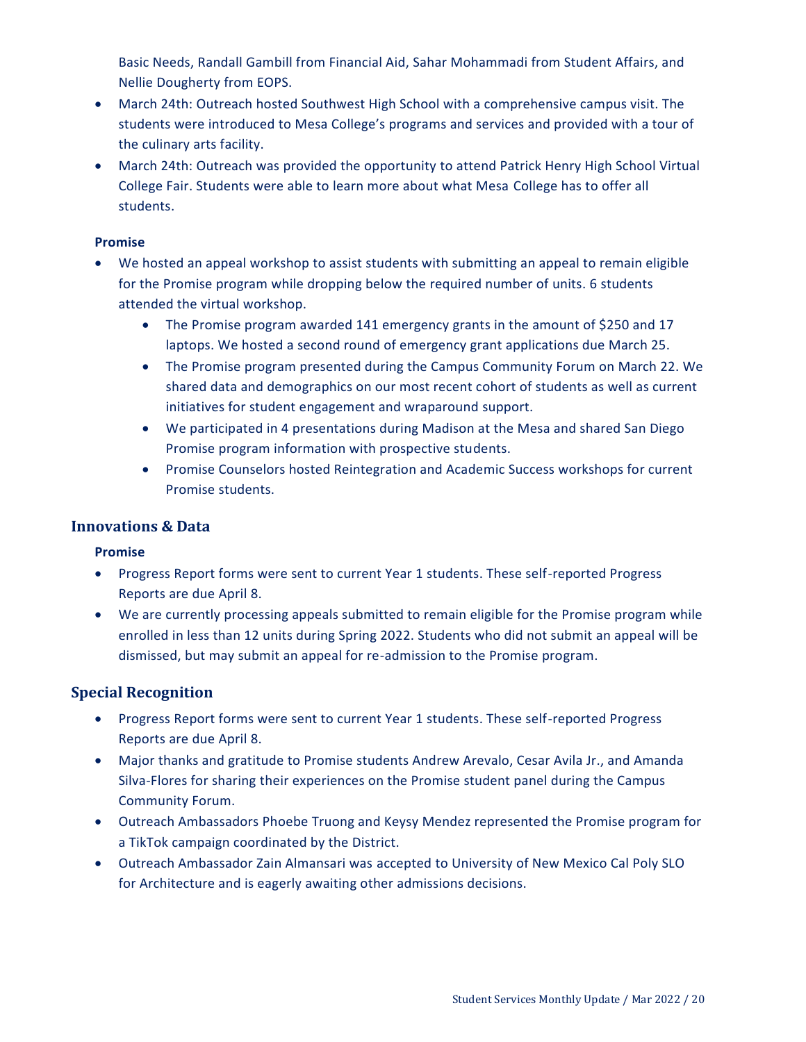Basic Needs, Randall Gambill from Financial Aid, Sahar Mohammadi from Student Affairs, and Nellie Dougherty from EOPS.

- March 24th: Outreach hosted Southwest High School with a comprehensive campus visit. The students were introduced to Mesa College's programs and services and provided with a tour of the culinary arts facility.
- March 24th: Outreach was provided the opportunity to attend Patrick Henry High School Virtual College Fair. Students were able to learn more about what Mesa College has to offer all students.

**Promise**

- We hosted an appeal workshop to assist students with submitting an appeal to remain eligible for the Promise program while dropping below the required number of units. 6 students attended the virtual workshop.
    - The Promise program awarded 141 emergency grants in the amount of $250 and 17 laptops. We hosted a second round of emergency grant applications due March 25.
    - The Promise program presented during the Campus Community Forum on March 22. We shared data and demographics on our most recent cohort of students as well as current initiatives for student engagement and wraparound support.
    - We participated in 4 presentations during Madison at the Mesa and shared San Diego Promise program information with prospective students.
    - Promise Counselors hosted Reintegration and Academic Success workshops for current Promise students.

## Innovations & Data

**Promise**

- Progress Report forms were sent to current Year 1 students. These self-reported Progress Reports are due April 8.
- We are currently processing appeals submitted to remain eligible for the Promise program while enrolled in less than 12 units during Spring 2022. Students who did not submit an appeal will be dismissed, but may submit an appeal for re-admission to the Promise program.

## Special Recognition

- Progress Report forms were sent to current Year 1 students. These self-reported Progress Reports are due April 8.
- Major thanks and gratitude to Promise students Andrew Arevalo, Cesar Avila Jr., and Amanda Silva-Flores for sharing their experiences on the Promise student panel during the Campus Community Forum.
- Outreach Ambassadors Phoebe Truong and Keysy Mendez represented the Promise program for a TikTok campaign coordinated by the District.
- Outreach Ambassador Zain Almansari was accepted to University of New Mexico Cal Poly SLO for Architecture and is eagerly awaiting other admissions decisions.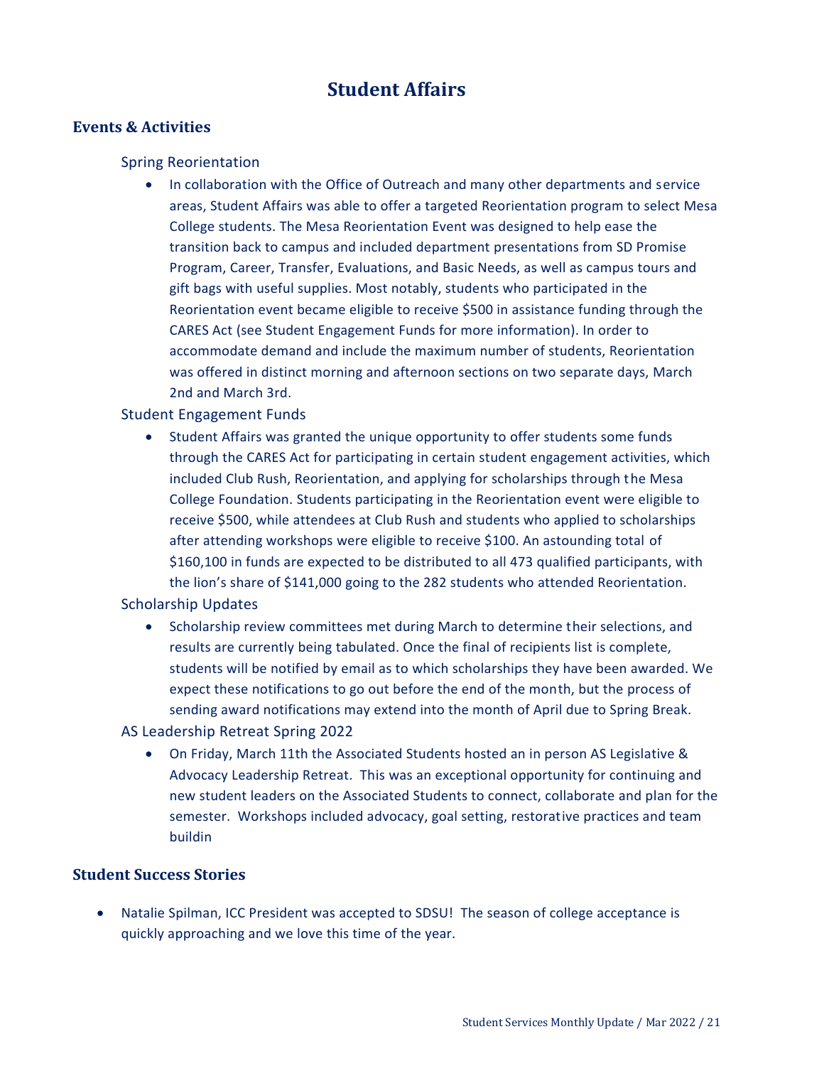# Student Affairs

## Events & Activities

### Spring Reorientation

- In collaboration with the Office of Outreach and many other departments and service areas, Student Affairs was able to offer a targeted Reorientation program to select Mesa College students. The Mesa Reorientation Event was designed to help ease the transition back to campus and included department presentations from SD Promise Program, Career, Transfer, Evaluations, and Basic Needs, as well as campus tours and gift bags with useful supplies. Most notably, students who participated in the Reorientation event became eligible to receive $500 in assistance funding through the CARES Act (see Student Engagement Funds for more information). In order to accommodate demand and include the maximum number of students, Reorientation was offered in distinct morning and afternoon sections on two separate days, March 2nd and March 3rd.

### Student Engagement Funds

- Student Affairs was granted the unique opportunity to offer students some funds through the CARES Act for participating in certain student engagement activities, which included Club Rush, Reorientation, and applying for scholarships through the Mesa College Foundation. Students participating in the Reorientation event were eligible to receive $500, while attendees at Club Rush and students who applied to scholarships after attending workshops were eligible to receive $100. An astounding total of $160,100 in funds are expected to be distributed to all 473 qualified participants, with the lion's share of $141,000 going to the 282 students who attended Reorientation.

### Scholarship Updates

- Scholarship review committees met during March to determine their selections, and results are currently being tabulated. Once the final of recipients list is complete, students will be notified by email as to which scholarships they have been awarded. We expect these notifications to go out before the end of the month, but the process of sending award notifications may extend into the month of April due to Spring Break.

### AS Leadership Retreat Spring 2022

- On Friday, March 11th the Associated Students hosted an in person AS Legislative & Advocacy Leadership Retreat. This was an exceptional opportunity for continuing and new student leaders on the Associated Students to connect, collaborate and plan for the semester. Workshops included advocacy, goal setting, restorative practices and team buildin

## Student Success Stories

- Natalie Spilman, ICC President was accepted to SDSU! The season of college acceptance is quickly approaching and we love this time of the year.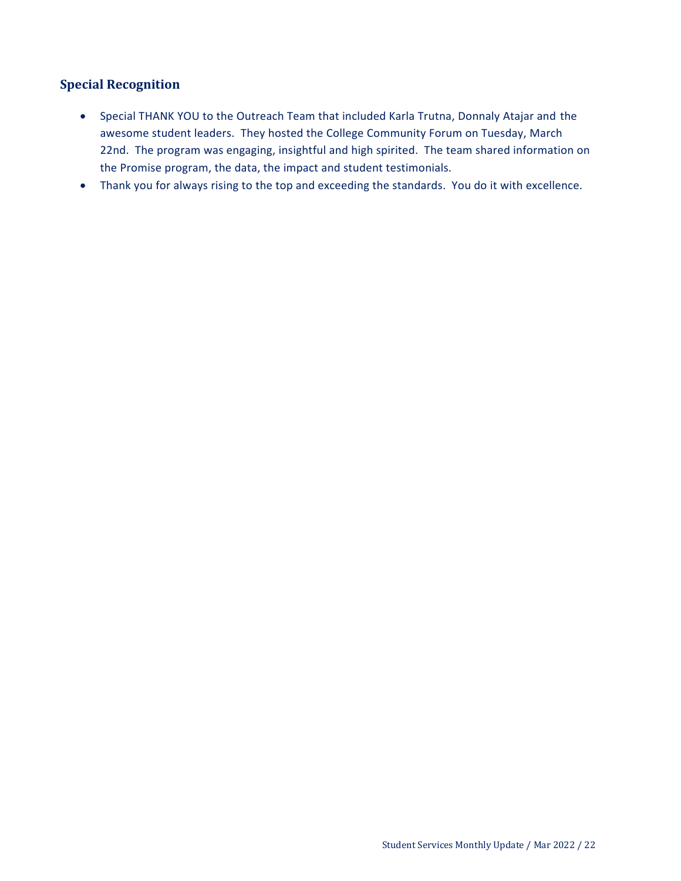## Special Recognition

- Special THANK YOU to the Outreach Team that included Karla Trutna, Donnaly Atajar and the awesome student leaders. They hosted the College Community Forum on Tuesday, March 22nd. The program was engaging, insightful and high spirited. The team shared information on the Promise program, the data, the impact and student testimonials.
- Thank you for always rising to the top and exceeding the standards. You do it with excellence.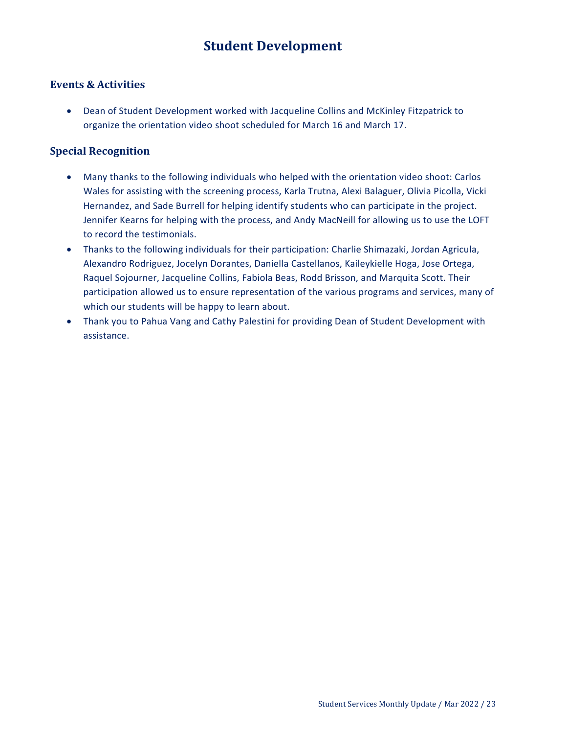# Student Development

## Events & Activities

- Dean of Student Development worked with Jacqueline Collins and McKinley Fitzpatrick to organize the orientation video shoot scheduled for March 16 and March 17.

## Special Recognition

- Many thanks to the following individuals who helped with the orientation video shoot: Carlos Wales for assisting with the screening process, Karla Trutna, Alexi Balaguer, Olivia Picolla, Vicki Hernandez, and Sade Burrell for helping identify students who can participate in the project. Jennifer Kearns for helping with the process, and Andy MacNeill for allowing us to use the LOFT to record the testimonials.
- Thanks to the following individuals for their participation: Charlie Shimazaki, Jordan Agricula, Alexandro Rodriguez, Jocelyn Dorantes, Daniella Castellanos, Kaileykielle Hoga, Jose Ortega, Raquel Sojourner, Jacqueline Collins, Fabiola Beas, Rodd Brisson, and Marquita Scott. Their participation allowed us to ensure representation of the various programs and services, many of which our students will be happy to learn about.
- Thank you to Pahua Vang and Cathy Palestini for providing Dean of Student Development with assistance.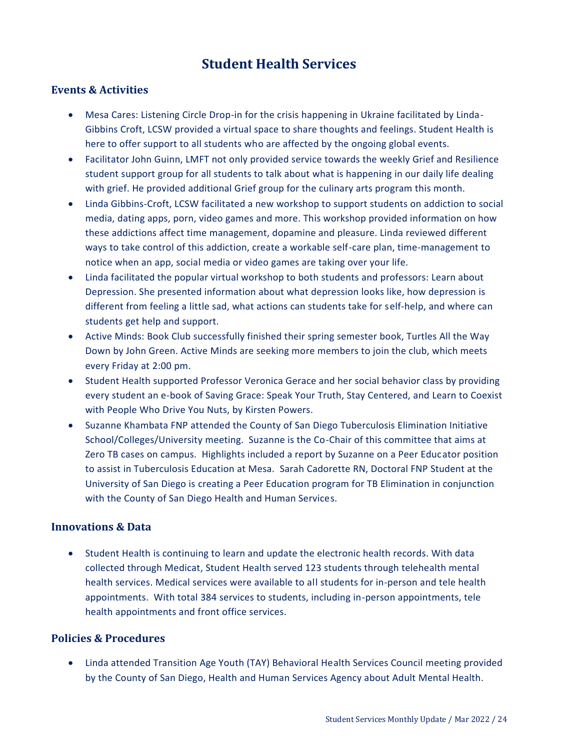# Student Health Services

## Events & Activities

- Mesa Cares: Listening Circle Drop-in for the crisis happening in Ukraine facilitated by Linda-Gibbins Croft, LCSW provided a virtual space to share thoughts and feelings. Student Health is here to offer support to all students who are affected by the ongoing global events.
- Facilitator John Guinn, LMFT not only provided service towards the weekly Grief and Resilience student support group for all students to talk about what is happening in our daily life dealing with grief. He provided additional Grief group for the culinary arts program this month.
- Linda Gibbins-Croft, LCSW facilitated a new workshop to support students on addiction to social media, dating apps, porn, video games and more. This workshop provided information on how these addictions affect time management, dopamine and pleasure. Linda reviewed different ways to take control of this addiction, create a workable self-care plan, time-management to notice when an app, social media or video games are taking over your life.
- Linda facilitated the popular virtual workshop to both students and professors: Learn about Depression. She presented information about what depression looks like, how depression is different from feeling a little sad, what actions can students take for self-help, and where can students get help and support.
- Active Minds: Book Club successfully finished their spring semester book, Turtles All the Way Down by John Green. Active Minds are seeking more members to join the club, which meets every Friday at 2:00 pm.
- Student Health supported Professor Veronica Gerace and her social behavior class by providing every student an e-book of Saving Grace: Speak Your Truth, Stay Centered, and Learn to Coexist with People Who Drive You Nuts, by Kirsten Powers.
- Suzanne Khambata FNP attended the County of San Diego Tuberculosis Elimination Initiative School/Colleges/University meeting. Suzanne is the Co-Chair of this committee that aims at Zero TB cases on campus. Highlights included a report by Suzanne on a Peer Educator position to assist in Tuberculosis Education at Mesa. Sarah Cadorette RN, Doctoral FNP Student at the University of San Diego is creating a Peer Education program for TB Elimination in conjunction with the County of San Diego Health and Human Services.

## Innovations & Data

- Student Health is continuing to learn and update the electronic health records. With data collected through Medicat, Student Health served 123 students through telehealth mental health services. Medical services were available to all students for in-person and tele health appointments. With total 384 services to students, including in-person appointments, tele health appointments and front office services.

## Policies & Procedures

- Linda attended Transition Age Youth (TAY) Behavioral Health Services Council meeting provided by the County of San Diego, Health and Human Services Agency about Adult Mental Health.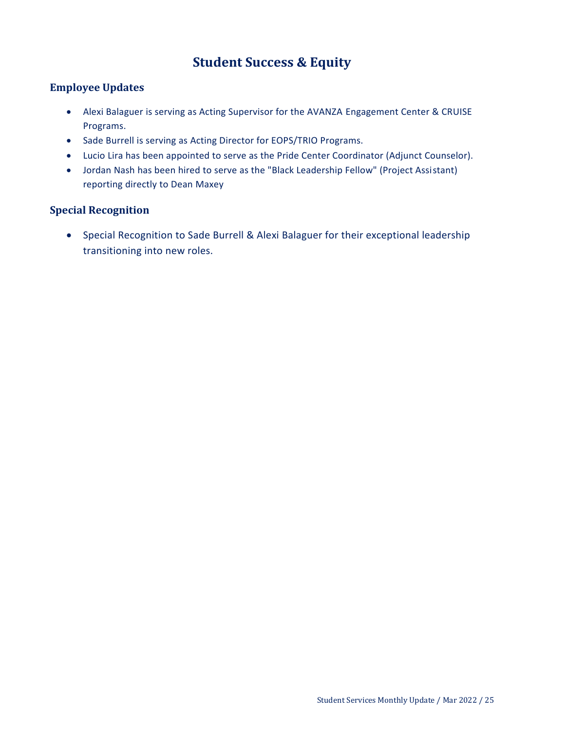# Student Success & Equity

## Employee Updates

- Alexi Balaguer is serving as Acting Supervisor for the AVANZA Engagement Center & CRUISE Programs.
- Sade Burrell is serving as Acting Director for EOPS/TRIO Programs.
- Lucio Lira has been appointed to serve as the Pride Center Coordinator (Adjunct Counselor).
- Jordan Nash has been hired to serve as the "Black Leadership Fellow" (Project Assistant) reporting directly to Dean Maxey

## Special Recognition

- Special Recognition to Sade Burrell & Alexi Balaguer for their exceptional leadership transitioning into new roles.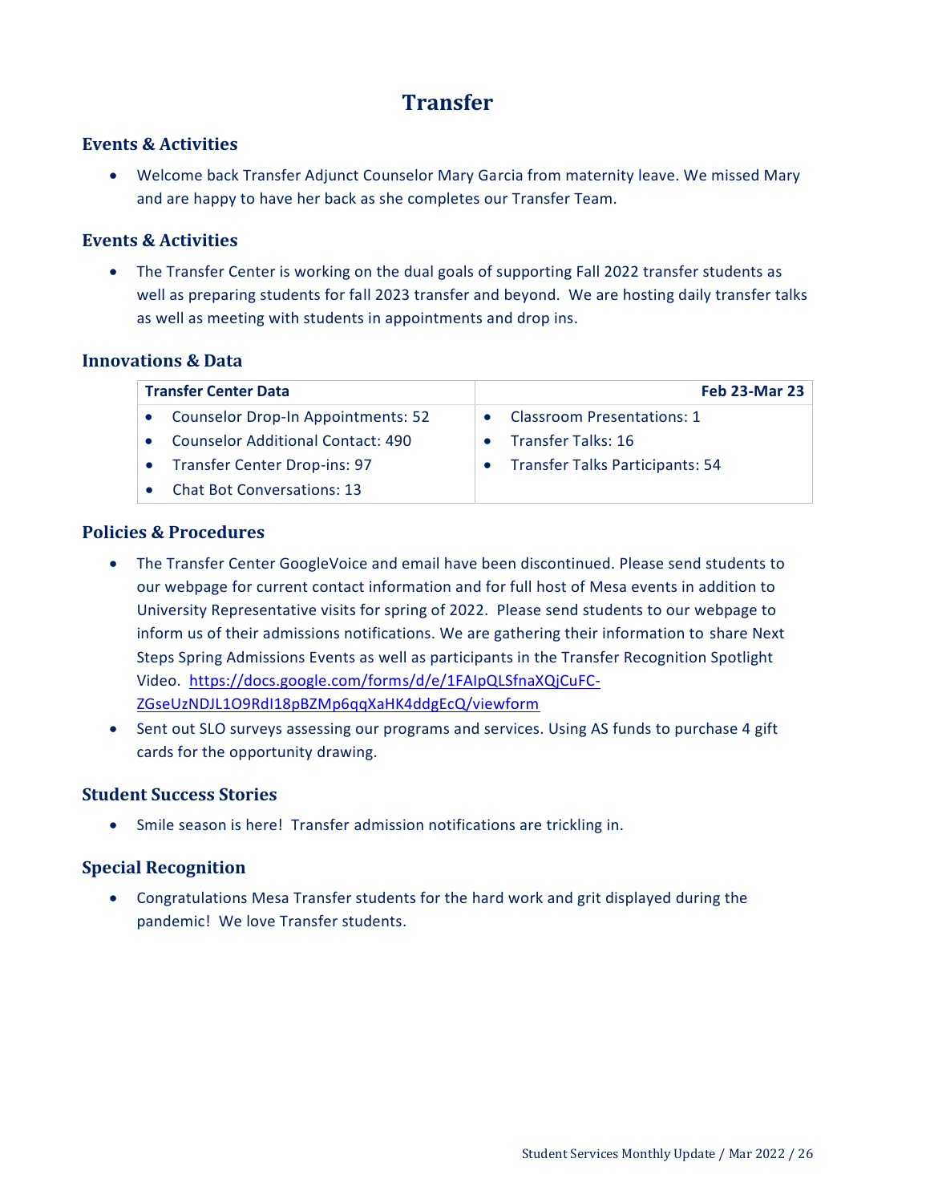# Transfer

## Events & Activities

- Welcome back Transfer Adjunct Counselor Mary Garcia from maternity leave. We missed Mary and are happy to have her back as she completes our Transfer Team.

## Events & Activities

- The Transfer Center is working on the dual goals of supporting Fall 2022 transfer students as well as preparing students for fall 2023 transfer and beyond. We are hosting daily transfer talks as well as meeting with students in appointments and drop ins.

## Innovations & Data

| **Transfer Center Data** | **Feb 23-Mar 23** |
|---|---|
| • Counselor Drop-In Appointments: 52<br>• Counselor Additional Contact: 490<br>• Transfer Center Drop-ins: 97<br>• Chat Bot Conversations: 13 | • Classroom Presentations: 1<br>• Transfer Talks: 16<br>• Transfer Talks Participants: 54 |

## Policies & Procedures

- The Transfer Center GoogleVoice and email have been discontinued. Please send students to our webpage for current contact information and for full host of Mesa events in addition to University Representative visits for spring of 2022. Please send students to our webpage to inform us of their admissions notifications. We are gathering their information to share Next Steps Spring Admissions Events as well as participants in the Transfer Recognition Spotlight Video. [https://docs.google.com/forms/d/e/1FAIpQLSfnaXQjCuFC-ZGseUzNDJL1O9RdI18pBZMp6qqXaHK4ddgEcQ/viewform](https://docs.google.com/forms/d/e/1FAIpQLSfnaXQjCuFC-ZGseUzNDJL1O9RdI18pBZMp6qqXaHK4ddgEcQ/viewform)
- Sent out SLO surveys assessing our programs and services. Using AS funds to purchase 4 gift cards for the opportunity drawing.

## Student Success Stories

- Smile season is here! Transfer admission notifications are trickling in.

## Special Recognition

- Congratulations Mesa Transfer students for the hard work and grit displayed during the pandemic! We love Transfer students.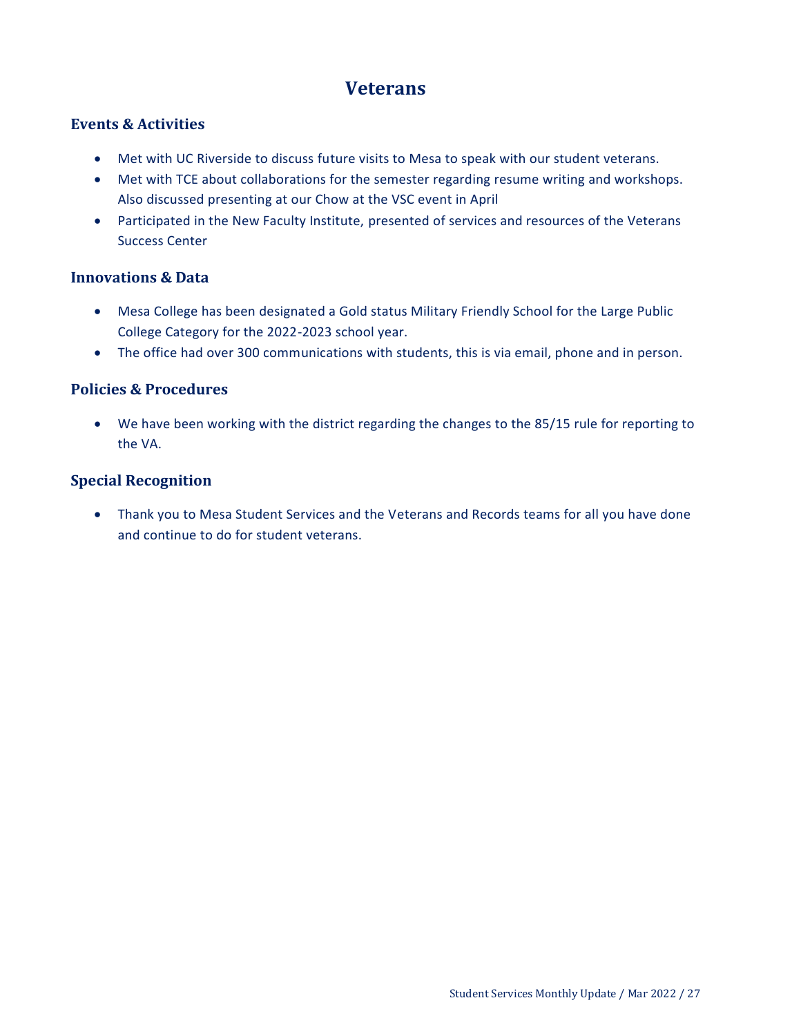# Veterans

## Events & Activities

- Met with UC Riverside to discuss future visits to Mesa to speak with our student veterans.
- Met with TCE about collaborations for the semester regarding resume writing and workshops. Also discussed presenting at our Chow at the VSC event in April
- Participated in the New Faculty Institute, presented of services and resources of the Veterans Success Center

## Innovations & Data

- Mesa College has been designated a Gold status Military Friendly School for the Large Public College Category for the 2022-2023 school year.
- The office had over 300 communications with students, this is via email, phone and in person.

## Policies & Procedures

- We have been working with the district regarding the changes to the 85/15 rule for reporting to the VA.

## Special Recognition

- Thank you to Mesa Student Services and the Veterans and Records teams for all you have done and continue to do for student veterans.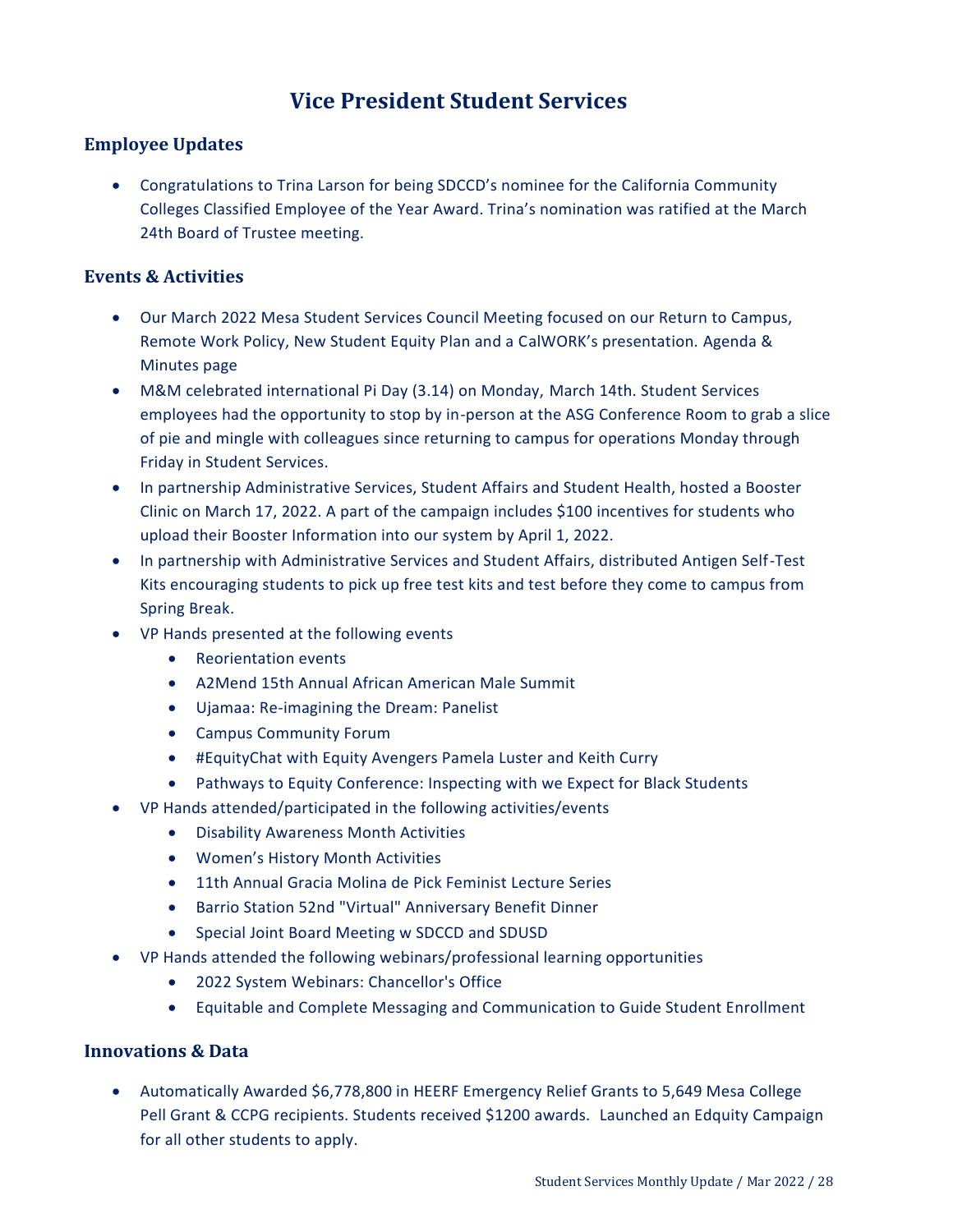# Vice President Student Services

## Employee Updates

- Congratulations to Trina Larson for being SDCCD's nominee for the California Community Colleges Classified Employee of the Year Award. Trina's nomination was ratified at the March 24th Board of Trustee meeting.

## Events & Activities

- Our March 2022 Mesa Student Services Council Meeting focused on our Return to Campus, Remote Work Policy, New Student Equity Plan and a CalWORK's presentation. Agenda & Minutes page
- M&M celebrated international Pi Day (3.14) on Monday, March 14th. Student Services employees had the opportunity to stop by in-person at the ASG Conference Room to grab a slice of pie and mingle with colleagues since returning to campus for operations Monday through Friday in Student Services.
- In partnership Administrative Services, Student Affairs and Student Health, hosted a Booster Clinic on March 17, 2022. A part of the campaign includes $100 incentives for students who upload their Booster Information into our system by April 1, 2022.
- In partnership with Administrative Services and Student Affairs, distributed Antigen Self-Test Kits encouraging students to pick up free test kits and test before they come to campus from Spring Break.
- VP Hands presented at the following events
  - Reorientation events
  - A2Mend 15th Annual African American Male Summit
  - Ujamaa: Re-imagining the Dream: Panelist
  - Campus Community Forum
  - #EquityChat with Equity Avengers Pamela Luster and Keith Curry
  - Pathways to Equity Conference: Inspecting with we Expect for Black Students
- VP Hands attended/participated in the following activities/events
  - Disability Awareness Month Activities
  - Women's History Month Activities
  - 11th Annual Gracia Molina de Pick Feminist Lecture Series
  - Barrio Station 52nd "Virtual" Anniversary Benefit Dinner
  - Special Joint Board Meeting w SDCCD and SDUSD
- VP Hands attended the following webinars/professional learning opportunities
  - 2022 System Webinars: Chancellor's Office
  - Equitable and Complete Messaging and Communication to Guide Student Enrollment

## Innovations & Data

- Automatically Awarded $6,778,800 in HEERF Emergency Relief Grants to 5,649 Mesa College Pell Grant & CCPG recipients. Students received $1200 awards. Launched an Edquity Campaign for all other students to apply.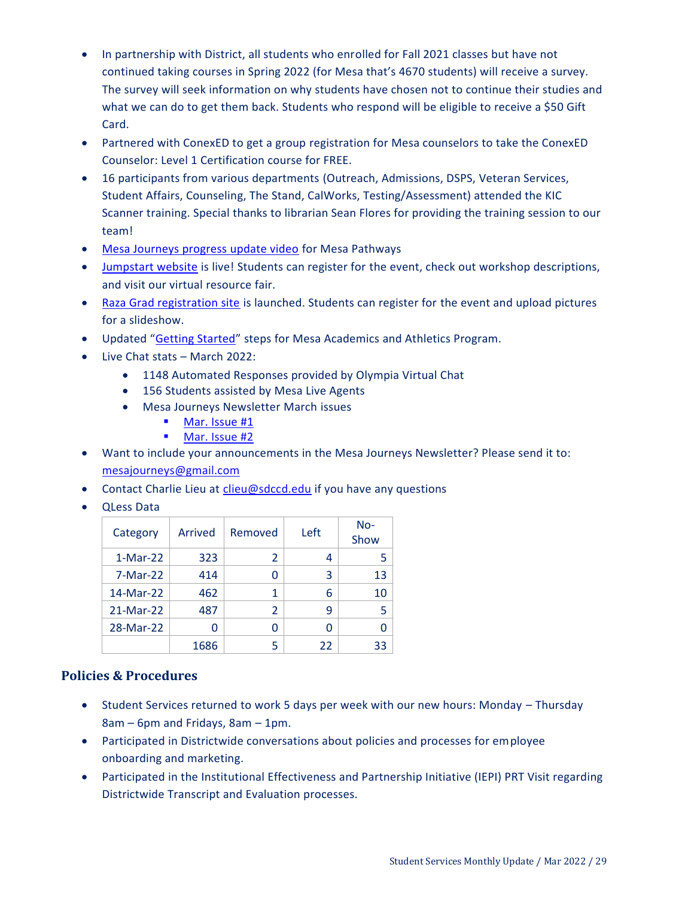- In partnership with District, all students who enrolled for Fall 2021 classes but have not continued taking courses in Spring 2022 (for Mesa that's 4670 students) will receive a survey. The survey will seek information on why students have chosen not to continue their studies and what we can do to get them back. Students who respond will be eligible to receive a $50 Gift Card.
- Partnered with ConexED to get a group registration for Mesa counselors to take the ConexED Counselor: Level 1 Certification course for FREE.
- 16 participants from various departments (Outreach, Admissions, DSPS, Veteran Services, Student Affairs, Counseling, The Stand, CalWorks, Testing/Assessment) attended the KIC Scanner training. Special thanks to librarian Sean Flores for providing the training session to our team!
- Mesa Journeys progress update video for Mesa Pathways
- Jumpstart website is live! Students can register for the event, check out workshop descriptions, and visit our virtual resource fair.
- Raza Grad registration site is launched. Students can register for the event and upload pictures for a slideshow.
- Updated "Getting Started" steps for Mesa Academics and Athletics Program.
- Live Chat stats – March 2022:
  - 1148 Automated Responses provided by Olympia Virtual Chat
  - 156 Students assisted by Mesa Live Agents
  - Mesa Journeys Newsletter March issues
    - Mar. Issue #1
    - Mar. Issue #2
- Want to include your announcements in the Mesa Journeys Newsletter? Please send it to: mesajourneys@gmail.com
- Contact Charlie Lieu at clieu@sdccd.edu if you have any questions
- QLess Data

| Category | Arrived | Removed | Left | No-Show |
|---|---|---|---|---|
| 1-Mar-22 | 323 | 2 | 4 | 5 |
| 7-Mar-22 | 414 | 0 | 3 | 13 |
| 14-Mar-22 | 462 | 1 | 6 | 10 |
| 21-Mar-22 | 487 | 2 | 9 | 5 |
| 28-Mar-22 | 0 | 0 | 0 | 0 |
| | 1686 | 5 | 22 | 33 |

## Policies & Procedures

- Student Services returned to work 5 days per week with our new hours: Monday – Thursday 8am – 6pm and Fridays, 8am – 1pm.
- Participated in Districtwide conversations about policies and processes for employee onboarding and marketing.
- Participated in the Institutional Effectiveness and Partnership Initiative (IEPI) PRT Visit regarding Districtwide Transcript and Evaluation processes.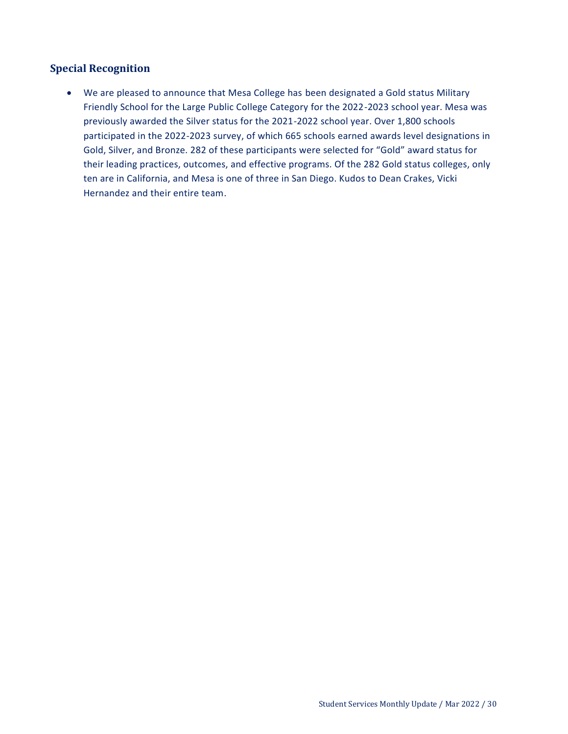## Special Recognition

- We are pleased to announce that Mesa College has been designated a Gold status Military Friendly School for the Large Public College Category for the 2022-2023 school year. Mesa was previously awarded the Silver status for the 2021-2022 school year. Over 1,800 schools participated in the 2022-2023 survey, of which 665 schools earned awards level designations in Gold, Silver, and Bronze. 282 of these participants were selected for "Gold" award status for their leading practices, outcomes, and effective programs. Of the 282 Gold status colleges, only ten are in California, and Mesa is one of three in San Diego. Kudos to Dean Crakes, Vicki Hernandez and their entire team.